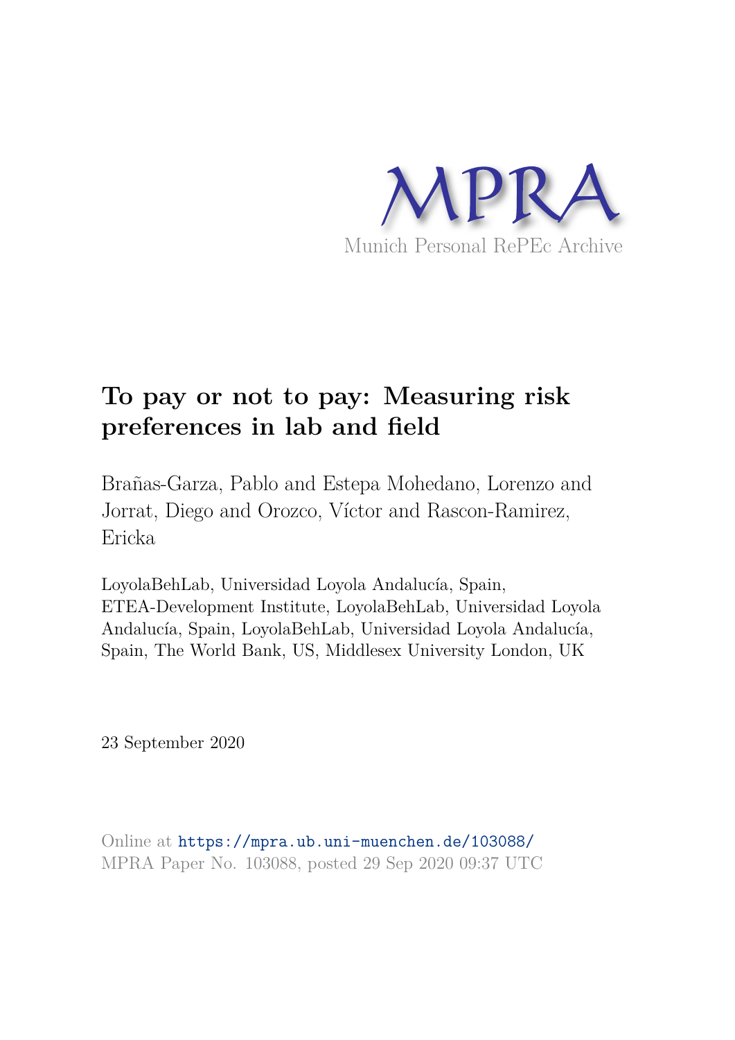MPRA

Munich Personal RePEc Archive

# To pay or not to pay: Measuring risk preferences in lab and field

Brañas-Garza, Pablo and Estepa Mohedano, Lorenzo and Jorrat, Diego and Orozco, Víctor and Rascon-Ramirez, Ericka

LoyolaBehLab, Universidad Loyola Andalucía, Spain, ETEA-Development Institute, LoyolaBehLab, Universidad Loyola Andalucía, Spain, LoyolaBehLab, Universidad Loyola Andalucía, Spain, The World Bank, US, Middlesex University London, UK

23 September 2020

Online at https://mpra.ub.uni-muenchen.de/103088/
MPRA Paper No. 103088, posted 29 Sep 2020 09:37 UTC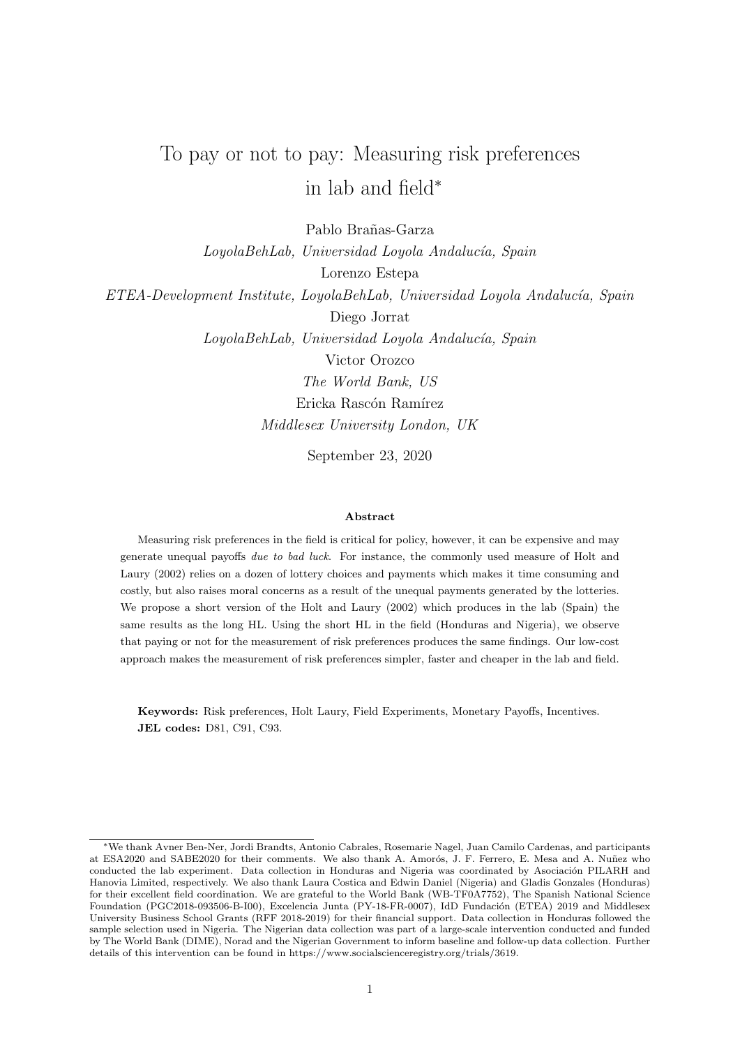# To pay or not to pay: Measuring risk preferences in lab and field*

Pablo Brañas-Garza
*LoyolaBehLab, Universidad Loyola Andalucía, Spain*
Lorenzo Estepa
*ETEA-Development Institute, LoyolaBehLab, Universidad Loyola Andalucía, Spain*
Diego Jorrat
*LoyolaBehLab, Universidad Loyola Andalucía, Spain*
Victor Orozco
*The World Bank, US*
Ericka Rascón Ramírez
*Middlesex University London, UK*

September 23, 2020

### Abstract

Measuring risk preferences in the field is critical for policy, however, it can be expensive and may generate unequal payoffs *due to bad luck*. For instance, the commonly used measure of Holt and Laury (2002) relies on a dozen of lottery choices and payments which makes it time consuming and costly, but also raises moral concerns as a result of the unequal payments generated by the lotteries. We propose a short version of the Holt and Laury (2002) which produces in the lab (Spain) the same results as the long HL. Using the short HL in the field (Honduras and Nigeria), we observe that paying or not for the measurement of risk preferences produces the same findings. Our low-cost approach makes the measurement of risk preferences simpler, faster and cheaper in the lab and field.

**Keywords:** Risk preferences, Holt Laury, Field Experiments, Monetary Payoffs, Incentives.
**JEL codes:** D81, C91, C93.

*We thank Avner Ben-Ner, Jordi Brandts, Antonio Cabrales, Rosemarie Nagel, Juan Camilo Cardenas, and participants at ESA2020 and SABE2020 for their comments. We also thank A. Amorós, J. F. Ferrero, E. Mesa and A. Nuñez who conducted the lab experiment. Data collection in Honduras and Nigeria was coordinated by Asociación PILARH and Hanovia Limited, respectively. We also thank Laura Costica and Edwin Daniel (Nigeria) and Gladis Gonzales (Honduras) for their excellent field coordination. We are grateful to the World Bank (WB-TF0A7752), The Spanish National Science Foundation (PGC2018-093506-B-I00), Excelencia Junta (PY-18-FR-0007), IdD Fundación (ETEA) 2019 and Middlesex University Business School Grants (RFF 2018-2019) for their financial support. Data collection in Honduras followed the sample selection used in Nigeria. The Nigerian data collection was part of a large-scale intervention conducted and funded by The World Bank (DIME), Norad and the Nigerian Government to inform baseline and follow-up data collection. Further details of this intervention can be found in https://www.socialscienceregistry.org/trials/3619.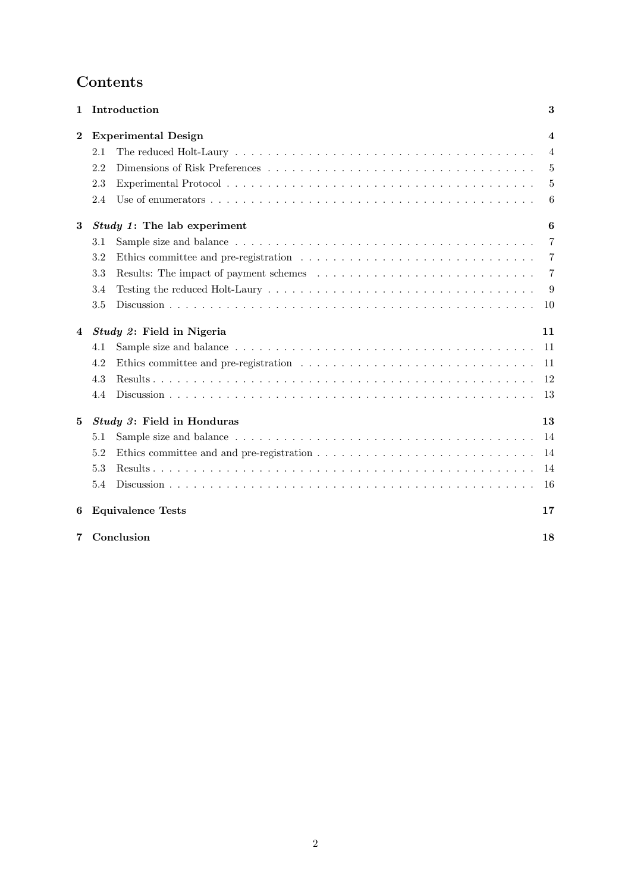# Contents

**1 Introduction** — 3

**2 Experimental Design** — 4

- 2.1 The reduced Holt-Laury — 4
- 2.2 Dimensions of Risk Preferences — 5
- 2.3 Experimental Protocol — 5
- 2.4 Use of enumerators — 6

**3 *Study 1*: The lab experiment** — 6

- 3.1 Sample size and balance — 7
- 3.2 Ethics committee and pre-registration — 7
- 3.3 Results: The impact of payment schemes — 7
- 3.4 Testing the reduced Holt-Laury — 9
- 3.5 Discussion — 10

**4 *Study 2*: Field in Nigeria** — 11

- 4.1 Sample size and balance — 11
- 4.2 Ethics committee and pre-registration — 11
- 4.3 Results — 12
- 4.4 Discussion — 13

**5 *Study 3*: Field in Honduras** — 13

- 5.1 Sample size and balance — 14
- 5.2 Ethics committee and and pre-registration — 14
- 5.3 Results — 14
- 5.4 Discussion — 16

**6 Equivalence Tests** — 17

**7 Conclusion** — 18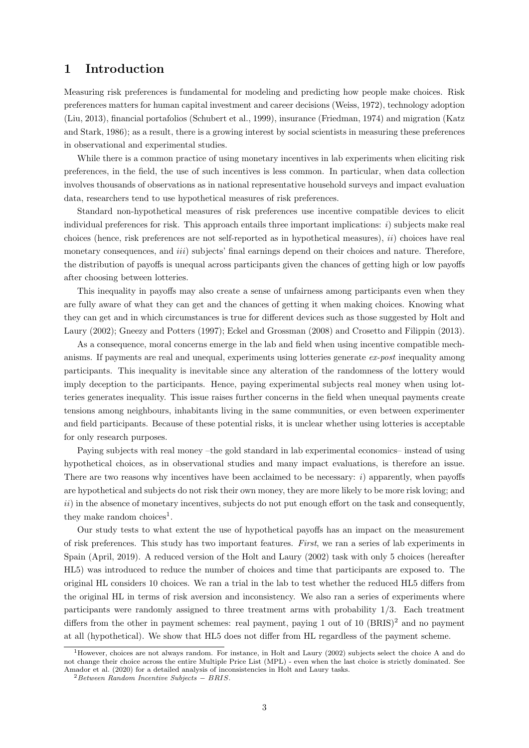# 1 Introduction

Measuring risk preferences is fundamental for modeling and predicting how people make choices. Risk preferences matters for human capital investment and career decisions (Weiss, 1972), technology adoption (Liu, 2013), financial portafolios (Schubert et al., 1999), insurance (Friedman, 1974) and migration (Katz and Stark, 1986); as a result, there is a growing interest by social scientists in measuring these preferences in observational and experimental studies.

While there is a common practice of using monetary incentives in lab experiments when eliciting risk preferences, in the field, the use of such incentives is less common. In particular, when data collection involves thousands of observations as in national representative household surveys and impact evaluation data, researchers tend to use hypothetical measures of risk preferences.

Standard non-hypothetical measures of risk preferences use incentive compatible devices to elicit individual preferences for risk. This approach entails three important implications: *i*) subjects make real choices (hence, risk preferences are not self-reported as in hypothetical measures), *ii*) choices have real monetary consequences, and *iii*) subjects' final earnings depend on their choices and nature. Therefore, the distribution of payoffs is unequal across participants given the chances of getting high or low payoffs after choosing between lotteries.

This inequality in payoffs may also create a sense of unfairness among participants even when they are fully aware of what they can get and the chances of getting it when making choices. Knowing what they can get and in which circumstances is true for different devices such as those suggested by Holt and Laury (2002); Gneezy and Potters (1997); Eckel and Grossman (2008) and Crosetto and Filippin (2013).

As a consequence, moral concerns emerge in the lab and field when using incentive compatible mechanisms. If payments are real and unequal, experiments using lotteries generate *ex-post* inequality among participants. This inequality is inevitable since any alteration of the randomness of the lottery would imply deception to the participants. Hence, paying experimental subjects real money when using lotteries generates inequality. This issue raises further concerns in the field when unequal payments create tensions among neighbours, inhabitants living in the same communities, or even between experimenter and field participants. Because of these potential risks, it is unclear whether using lotteries is acceptable for only research purposes.

Paying subjects with real money –the gold standard in lab experimental economics– instead of using hypothetical choices, as in observational studies and many impact evaluations, is therefore an issue. There are two reasons why incentives have been acclaimed to be necessary: *i*) apparently, when payoffs are hypothetical and subjects do not risk their own money, they are more likely to be more risk loving; and *ii*) in the absence of monetary incentives, subjects do not put enough effort on the task and consequently, they make random choices[1].

Our study tests to what extent the use of hypothetical payoffs has an impact on the measurement of risk preferences. This study has two important features. *First*, we ran a series of lab experiments in Spain (April, 2019). A reduced version of the Holt and Laury (2002) task with only 5 choices (hereafter HL5) was introduced to reduce the number of choices and time that participants are exposed to. The original HL considers 10 choices. We ran a trial in the lab to test whether the reduced HL5 differs from the original HL in terms of risk aversion and inconsistency. We also ran a series of experiments where participants were randomly assigned to three treatment arms with probability 1/3. Each treatment differs from the other in payment schemes: real payment, paying 1 out of 10 (BRIS)[2] and no payment at all (hypothetical). We show that HL5 does not differ from HL regardless of the payment scheme.

[1] However, choices are not always random. For instance, in Holt and Laury (2002) subjects select the choice A and do not change their choice across the entire Multiple Price List (MPL) - even when the last choice is strictly dominated. See Amador et al. (2020) for a detailed analysis of inconsistencies in Holt and Laury tasks.

[2] *Between Random Incentive Subjects − BRIS.*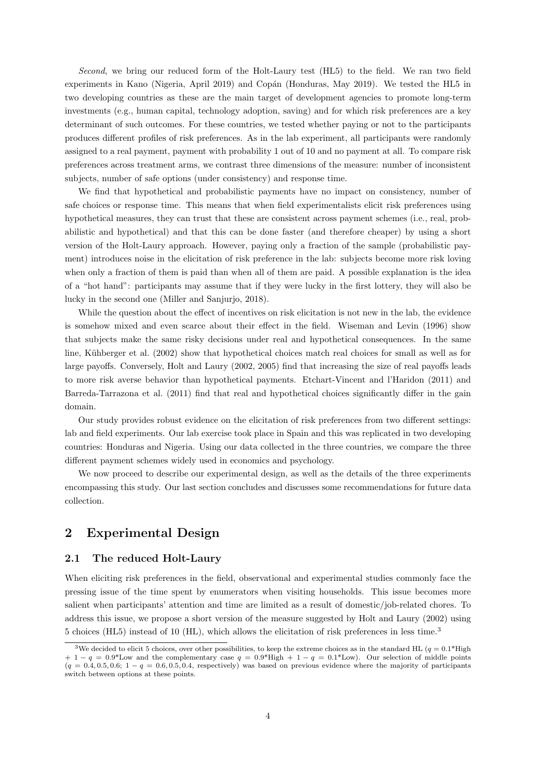*Second*, we bring our reduced form of the Holt-Laury test (HL5) to the field. We ran two field experiments in Kano (Nigeria, April 2019) and Copán (Honduras, May 2019). We tested the HL5 in two developing countries as these are the main target of development agencies to promote long-term investments (e.g., human capital, technology adoption, saving) and for which risk preferences are a key determinant of such outcomes. For these countries, we tested whether paying or not to the participants produces different profiles of risk preferences. As in the lab experiment, all participants were randomly assigned to a real payment, payment with probability 1 out of 10 and no payment at all. To compare risk preferences across treatment arms, we contrast three dimensions of the measure: number of inconsistent subjects, number of safe options (under consistency) and response time.

We find that hypothetical and probabilistic payments have no impact on consistency, number of safe choices or response time. This means that when field experimentalists elicit risk preferences using hypothetical measures, they can trust that these are consistent across payment schemes (i.e., real, probabilistic and hypothetical) and that this can be done faster (and therefore cheaper) by using a short version of the Holt-Laury approach. However, paying only a fraction of the sample (probabilistic payment) introduces noise in the elicitation of risk preference in the lab: subjects become more risk loving when only a fraction of them is paid than when all of them are paid. A possible explanation is the idea of a "hot hand": participants may assume that if they were lucky in the first lottery, they will also be lucky in the second one (Miller and Sanjurjo, 2018).

While the question about the effect of incentives on risk elicitation is not new in the lab, the evidence is somehow mixed and even scarce about their effect in the field. Wiseman and Levin (1996) show that subjects make the same risky decisions under real and hypothetical consequences. In the same line, Kühberger et al. (2002) show that hypothetical choices match real choices for small as well as for large payoffs. Conversely, Holt and Laury (2002, 2005) find that increasing the size of real payoffs leads to more risk averse behavior than hypothetical payments. Etchart-Vincent and l'Haridon (2011) and Barreda-Tarrazona et al. (2011) find that real and hypothetical choices significantly differ in the gain domain.

Our study provides robust evidence on the elicitation of risk preferences from two different settings: lab and field experiments. Our lab exercise took place in Spain and this was replicated in two developing countries: Honduras and Nigeria. Using our data collected in the three countries, we compare the three different payment schemes widely used in economics and psychology.

We now proceed to describe our experimental design, as well as the details of the three experiments encompassing this study. Our last section concludes and discusses some recommendations for future data collection.

## 2 Experimental Design

### 2.1 The reduced Holt-Laury

When eliciting risk preferences in the field, observational and experimental studies commonly face the pressing issue of the time spent by enumerators when visiting households. This issue becomes more salient when participants' attention and time are limited as a result of domestic/job-related chores. To address this issue, we propose a short version of the measure suggested by Holt and Laury (2002) using 5 choices (HL5) instead of 10 (HL), which allows the elicitation of risk preferences in less time.[3]

[3] We decided to elicit 5 choices, over other possibilities, to keep the extreme choices as in the standard HL ($q = 0.1$*High $+ 1 - q = 0.9$*Low and the complementary case $q = 0.9$*High $+ 1 - q = 0.1$*Low). Our selection of middle points ($q = 0.4, 0.5, 0.6$; $1 - q = 0.6, 0.5, 0.4$, respectively) was based on previous evidence where the majority of participants switch between options at these points.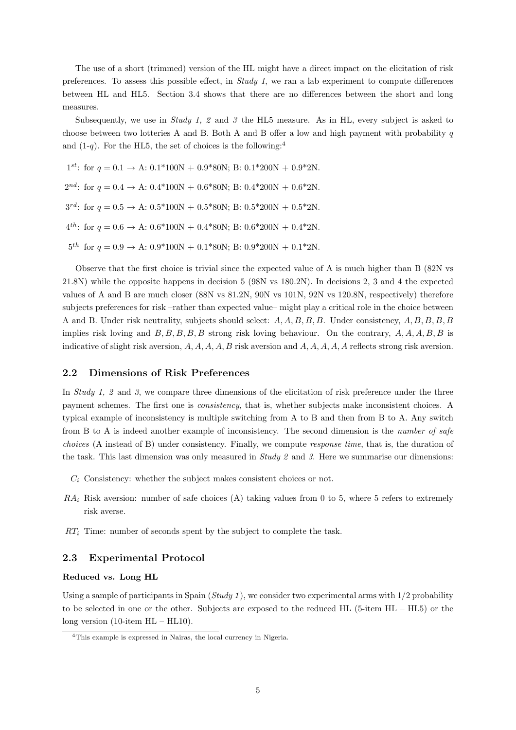The use of a short (trimmed) version of the HL might have a direct impact on the elicitation of risk preferences. To assess this possible effect, in *Study 1*, we ran a lab experiment to compute differences between HL and HL5. Section 3.4 shows that there are no differences between the short and long measures.

Subsequently, we use in *Study 1, 2* and *3* the HL5 measure. As in HL, every subject is asked to choose between two lotteries A and B. Both A and B offer a low and high payment with probability $q$ and (1-$q$). For the HL5, the set of choices is the following:[4]

$1^{st}$: for $q = 0.1 \rightarrow$ A: 0.1*100N + 0.9*80N; B: 0.1*200N + 0.9*2N.

$2^{nd}$: for $q = 0.4 \rightarrow$ A: 0.4*100N + 0.6*80N; B: 0.4*200N + 0.6*2N.

$3^{rd}$: for $q = 0.5 \rightarrow$ A: 0.5*100N + 0.5*80N; B: 0.5*200N + 0.5*2N.

$4^{th}$: for $q = 0.6 \rightarrow$ A: 0.6*100N + 0.4*80N; B: 0.6*200N + 0.4*2N.

$5^{th}$ for $q = 0.9 \rightarrow$ A: 0.9*100N + 0.1*80N; B: 0.9*200N + 0.1*2N.

Observe that the first choice is trivial since the expected value of A is much higher than B (82N vs 21.8N) while the opposite happens in decision 5 (98N vs 180.2N). In decisions 2, 3 and 4 the expected values of A and B are much closer (88N vs 81.2N, 90N vs 101N, 92N vs 120.8N, respectively) therefore subjects preferences for risk –rather than expected value– might play a critical role in the choice between A and B. Under risk neutrality, subjects should select: $A, A, B, B, B$. Under consistency, $A, B, B, B, B$ implies risk loving and $B, B, B, B, B$ strong risk loving behaviour. On the contrary, $A, A, A, B, B$ is indicative of slight risk aversion, $A, A, A, A, B$ risk aversion and $A, A, A, A, A$ reflects strong risk aversion.

## 2.2 Dimensions of Risk Preferences

In *Study 1, 2* and *3*, we compare three dimensions of the elicitation of risk preference under the three payment schemes. The first one is *consistency*, that is, whether subjects make inconsistent choices. A typical example of inconsistency is multiple switching from A to B and then from B to A. Any switch from B to A is indeed another example of inconsistency. The second dimension is the *number of safe choices* (A instead of B) under consistency. Finally, we compute *response time*, that is, the duration of the task. This last dimension was only measured in *Study 2* and *3*. Here we summarise our dimensions:

- $C_i$ Consistency: whether the subject makes consistent choices or not.
- $RA_i$ Risk aversion: number of safe choices (A) taking values from 0 to 5, where 5 refers to extremely risk averse.
- $RT_i$ Time: number of seconds spent by the subject to complete the task.

## 2.3 Experimental Protocol

**Reduced vs. Long HL**

Using a sample of participants in Spain (*Study 1*), we consider two experimental arms with 1/2 probability to be selected in one or the other. Subjects are exposed to the reduced HL (5-item HL – HL5) or the long version (10-item HL – HL10).

[4]This example is expressed in Nairas, the local currency in Nigeria.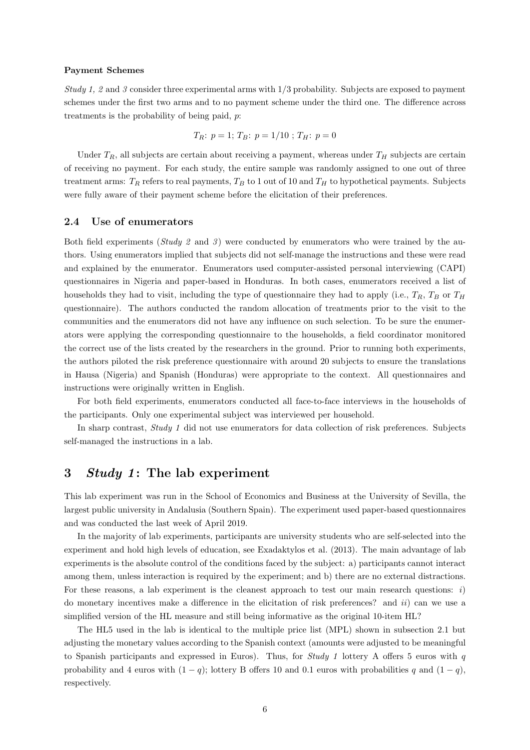**Payment Schemes**

*Study 1, 2* and *3* consider three experimental arms with 1/3 probability. Subjects are exposed to payment schemes under the first two arms and to no payment scheme under the third one. The difference across treatments is the probability of being paid, $p$:

$$T_R\colon\ p = 1;\ T_B\colon\ p = 1/10\ ;\ T_H\colon\ p = 0$$

Under $T_R$, all subjects are certain about receiving a payment, whereas under $T_H$ subjects are certain of receiving no payment. For each study, the entire sample was randomly assigned to one out of three treatment arms: $T_R$ refers to real payments, $T_B$ to 1 out of 10 and $T_H$ to hypothetical payments. Subjects were fully aware of their payment scheme before the elicitation of their preferences.

## 2.4 Use of enumerators

Both field experiments (*Study 2* and *3*) were conducted by enumerators who were trained by the authors. Using enumerators implied that subjects did not self-manage the instructions and these were read and explained by the enumerator. Enumerators used computer-assisted personal interviewing (CAPI) questionnaires in Nigeria and paper-based in Honduras. In both cases, enumerators received a list of households they had to visit, including the type of questionnaire they had to apply (i.e., $T_R$, $T_B$ or $T_H$ questionnaire). The authors conducted the random allocation of treatments prior to the visit to the communities and the enumerators did not have any influence on such selection. To be sure the enumerators were applying the corresponding questionnaire to the households, a field coordinator monitored the correct use of the lists created by the researchers in the ground. Prior to running both experiments, the authors piloted the risk preference questionnaire with around 20 subjects to ensure the translations in Hausa (Nigeria) and Spanish (Honduras) were appropriate to the context. All questionnaires and instructions were originally written in English.

For both field experiments, enumerators conducted all face-to-face interviews in the households of the participants. Only one experimental subject was interviewed per household.

In sharp contrast, *Study 1* did not use enumerators for data collection of risk preferences. Subjects self-managed the instructions in a lab.

# 3 *Study 1*: The lab experiment

This lab experiment was run in the School of Economics and Business at the University of Sevilla, the largest public university in Andalusia (Southern Spain). The experiment used paper-based questionnaires and was conducted the last week of April 2019.

In the majority of lab experiments, participants are university students who are self-selected into the experiment and hold high levels of education, see Exadaktylos et al. (2013). The main advantage of lab experiments is the absolute control of the conditions faced by the subject: a) participants cannot interact among them, unless interaction is required by the experiment; and b) there are no external distractions. For these reasons, a lab experiment is the cleanest approach to test our main research questions: *i*) do monetary incentives make a difference in the elicitation of risk preferences? and *ii*) can we use a simplified version of the HL measure and still being informative as the original 10-item HL?

The HL5 used in the lab is identical to the multiple price list (MPL) shown in subsection 2.1 but adjusting the monetary values according to the Spanish context (amounts were adjusted to be meaningful to Spanish participants and expressed in Euros). Thus, for *Study 1* lottery A offers 5 euros with $q$ probability and 4 euros with $(1-q)$; lottery B offers 10 and 0.1 euros with probabilities $q$ and $(1-q)$, respectively.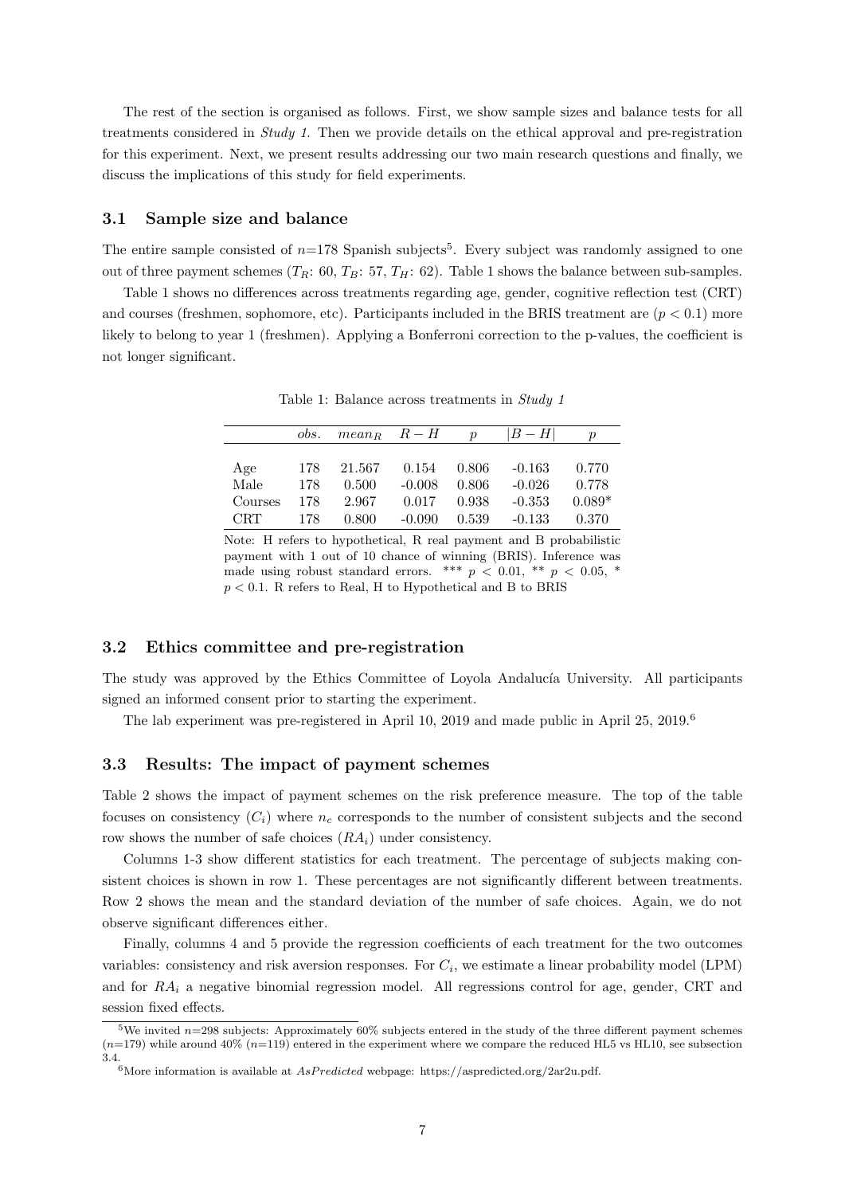The rest of the section is organised as follows. First, we show sample sizes and balance tests for all treatments considered in *Study 1*. Then we provide details on the ethical approval and pre-registration for this experiment. Next, we present results addressing our two main research questions and finally, we discuss the implications of this study for field experiments.

### 3.1 Sample size and balance

The entire sample consisted of $n$=178 Spanish subjects[5]. Every subject was randomly assigned to one out of three payment schemes ($T_R$: 60, $T_B$: 57, $T_H$: 62). Table 1 shows the balance between sub-samples.

Table 1 shows no differences across treatments regarding age, gender, cognitive reflection test (CRT) and courses (freshmen, sophomore, etc). Participants included in the BRIS treatment are ($p < 0.1$) more likely to belong to year 1 (freshmen). Applying a Bonferroni correction to the p-values, the coefficient is not longer significant.

Table 1: Balance across treatments in *Study 1*

| | *obs.* | $mean_R$ | $R - H$ | $p$ | $\|B - H\|$ | $p$ |
|---|---|---|---|---|---|---|
| Age | 178 | 21.567 | 0.154 | 0.806 | -0.163 | 0.770 |
| Male | 178 | 0.500 | -0.008 | 0.806 | -0.026 | 0.778 |
| Courses | 178 | 2.967 | 0.017 | 0.938 | -0.353 | 0.089* |
| CRT | 178 | 0.800 | -0.090 | 0.539 | -0.133 | 0.370 |

Note: H refers to hypothetical, R real payment and B probabilistic payment with 1 out of 10 chance of winning (BRIS). Inference was made using robust standard errors. *** $p < 0.01$, ** $p < 0.05$, * $p < 0.1$. R refers to Real, H to Hypothetical and B to BRIS

### 3.2 Ethics committee and pre-registration

The study was approved by the Ethics Committee of Loyola Andalucía University. All participants signed an informed consent prior to starting the experiment.

The lab experiment was pre-registered in April 10, 2019 and made public in April 25, 2019.[6]

### 3.3 Results: The impact of payment schemes

Table 2 shows the impact of payment schemes on the risk preference measure. The top of the table focuses on consistency ($C_i$) where $n_c$ corresponds to the number of consistent subjects and the second row shows the number of safe choices ($RA_i$) under consistency.

Columns 1-3 show different statistics for each treatment. The percentage of subjects making consistent choices is shown in row 1. These percentages are not significantly different between treatments. Row 2 shows the mean and the standard deviation of the number of safe choices. Again, we do not observe significant differences either.

Finally, columns 4 and 5 provide the regression coefficients of each treatment for the two outcomes variables: consistency and risk aversion responses. For $C_i$, we estimate a linear probability model (LPM) and for $RA_i$ a negative binomial regression model. All regressions control for age, gender, CRT and session fixed effects.

[5]We invited $n$=298 subjects: Approximately 60% subjects entered in the study of the three different payment schemes ($n$=179) while around 40% ($n$=119) entered in the experiment where we compare the reduced HL5 vs HL10, see subsection 3.4.

[6]More information is available at *AsPredicted* webpage: https://aspredicted.org/2ar2u.pdf.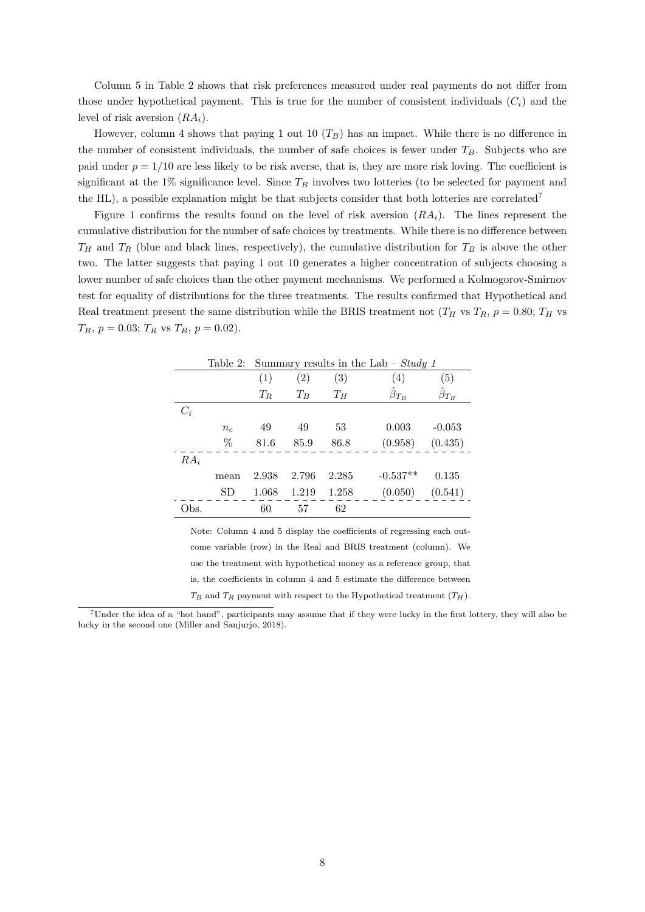Column 5 in Table 2 shows that risk preferences measured under real payments do not differ from those under hypothetical payment. This is true for the number of consistent individuals ($C_i$) and the level of risk aversion ($RA_i$).

However, column 4 shows that paying 1 out 10 ($T_B$) has an impact. While there is no difference in the number of consistent individuals, the number of safe choices is fewer under $T_B$. Subjects who are paid under $p = 1/10$ are less likely to be risk averse, that is, they are more risk loving. The coefficient is significant at the 1% significance level. Since $T_B$ involves two lotteries (to be selected for payment and the HL), a possible explanation might be that subjects consider that both lotteries are correlated[7]

Figure 1 confirms the results found on the level of risk aversion ($RA_i$). The lines represent the cumulative distribution for the number of safe choices by treatments. While there is no difference between $T_H$ and $T_R$ (blue and black lines, respectively), the cumulative distribution for $T_B$ is above the other two. The latter suggests that paying 1 out 10 generates a higher concentration of subjects choosing a lower number of safe choices than the other payment mechanisms. We performed a Kolmogorov-Smirnov test for equality of distributions for the three treatments. The results confirmed that Hypothetical and Real treatment present the same distribution while the BRIS treatment not ($T_H$ vs $T_R$, $p = 0.80$; $T_H$ vs $T_B$, $p = 0.03$; $T_R$ vs $T_B$, $p = 0.02$).

Table 2: Summary results in the Lab – *Study 1*

| | | (1) | (2) | (3) | (4) | (5) |
|---|---|---|---|---|---|---|
| | | $T_R$ | $T_B$ | $T_H$ | $\hat{\beta}_{T_B}$ | $\hat{\beta}_{T_R}$ |
| $C_i$ | | | | | | |
| | $n_c$ | 49 | 49 | 53 | 0.003 | -0.053 |
| | % | 81.6 | 85.9 | 86.8 | (0.958) | (0.435) |
| $RA_i$ | | | | | | |
| | mean | 2.938 | 2.796 | 2.285 | -0.537** | 0.135 |
| | SD | 1.068 | 1.219 | 1.258 | (0.050) | (0.541) |
| Obs. | | 60 | 57 | 62 | | |

Note: Column 4 and 5 display the coefficients of regressing each outcome variable (row) in the Real and BRIS treatment (column). We use the treatment with hypothetical money as a reference group, that is, the coefficients in column 4 and 5 estimate the difference between $T_B$ and $T_R$ payment with respect to the Hypothetical treatment ($T_H$).

[7]Under the idea of a "hot hand", participants may assume that if they were lucky in the first lottery, they will also be lucky in the second one (Miller and Sanjurjo, 2018).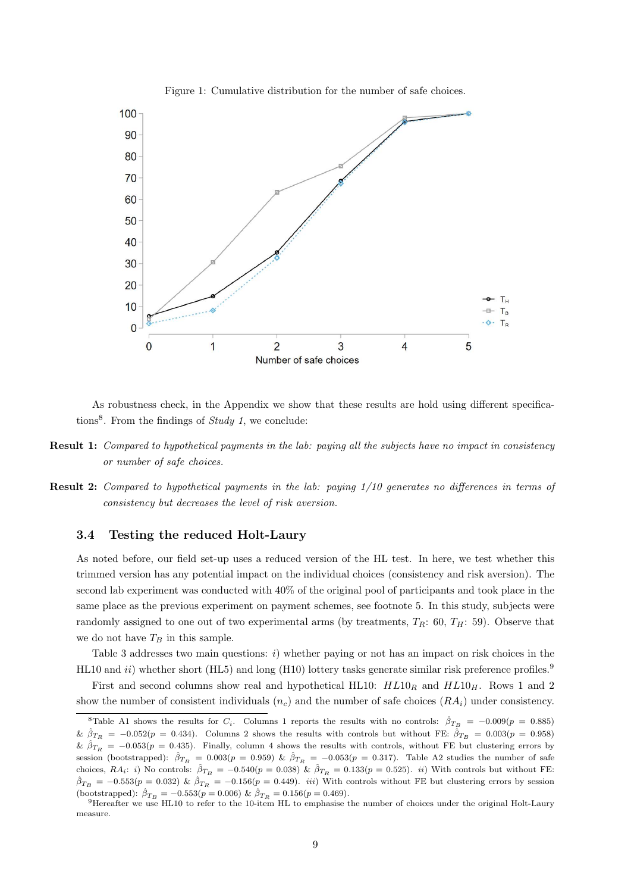Figure 1: Cumulative distribution for the number of safe choices.

As robustness check, in the Appendix we show that these results are hold using different specifications[8]. From the findings of *Study 1*, we conclude:

**Result 1:** *Compared to hypothetical payments in the lab: paying all the subjects have no impact in consistency or number of safe choices.*

**Result 2:** *Compared to hypothetical payments in the lab: paying 1/10 generates no differences in terms of consistency but decreases the level of risk aversion.*

### 3.4 Testing the reduced Holt-Laury

As noted before, our field set-up uses a reduced version of the HL test. In here, we test whether this trimmed version has any potential impact on the individual choices (consistency and risk aversion). The second lab experiment was conducted with 40% of the original pool of participants and took place in the same place as the previous experiment on payment schemes, see footnote 5. In this study, subjects were randomly assigned to one out of two experimental arms (by treatments, $T_R$: 60, $T_H$: 59). Observe that we do not have $T_B$ in this sample.

Table 3 addresses two main questions: *i)* whether paying or not has an impact on risk choices in the HL10 and *ii)* whether short (HL5) and long (H10) lottery tasks generate similar risk preference profiles.[9]

First and second columns show real and hypothetical HL10: $HL10_R$ and $HL10_H$. Rows 1 and 2 show the number of consistent individuals ($n_c$) and the number of safe choices ($RA_i$) under consistency.

[8] Table A1 shows the results for $C_i$. Columns 1 reports the results with no controls: $\hat{\beta}_{T_B} = -0.009 (p = 0.885)$ & $\hat{\beta}_{T_R} = -0.052 (p = 0.434)$. Columns 2 shows the results with controls but without FE: $\hat{\beta}_{T_B} = 0.003 (p = 0.958)$ & $\hat{\beta}_{T_R} = -0.053 (p = 0.435)$. Finally, column 4 shows the results with controls, without FE but clustering errors by session (bootstrapped): $\hat{\beta}_{T_B} = 0.003 (p = 0.959)$ & $\hat{\beta}_{T_R} = -0.053 (p = 0.317)$. Table A2 studies the number of safe choices, $RA_i$: *i)* No controls: $\hat{\beta}_{T_B} = -0.540 (p = 0.038)$ & $\hat{\beta}_{T_R} = 0.133 (p = 0.525)$. *ii)* With controls but without FE: $\hat{\beta}_{T_B} = -0.553 (p = 0.032)$ & $\hat{\beta}_{T_R} = -0.156 (p = 0.449)$. *iii)* With controls without FE but clustering errors by session (bootstrapped): $\hat{\beta}_{T_B} = -0.553 (p = 0.006)$ & $\hat{\beta}_{T_R} = 0.156 (p = 0.469)$.

[9] Hereafter we use HL10 to refer to the 10-item HL to emphasise the number of choices under the original Holt-Laury measure.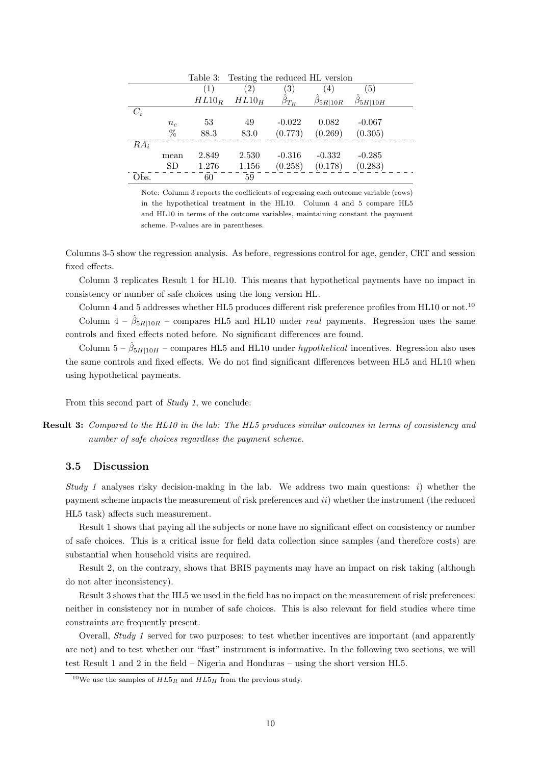Table 3: Testing the reduced HL version

| | | (1) | (2) | (3) | (4) | (5) |
|---|---|---|---|---|---|---|
| | | $HL10_R$ | $HL10_H$ | $\hat{\beta}_{T_H}$ | $\hat{\beta}_{5R\|10R}$ | $\hat{\beta}_{5H\|10H}$ |
| $C_i$ | | | | | | |
| | $n_c$ | 53 | 49 | -0.022 | 0.082 | -0.067 |
| | % | 88.3 | 83.0 | (0.773) | (0.269) | (0.305) |
| $RA_i$ | | | | | | |
| | mean | 2.849 | 2.530 | -0.316 | -0.332 | -0.285 |
| | SD | 1.276 | 1.156 | (0.258) | (0.178) | (0.283) |
| Obs. | | 60 | 59 | | | |

Note: Column 3 reports the coefficients of regressing each outcome variable (rows) in the hypothetical treatment in the HL10. Column 4 and 5 compare HL5 and HL10 in terms of the outcome variables, maintaining constant the payment scheme. P-values are in parentheses.

Columns 3-5 show the regression analysis. As before, regressions control for age, gender, CRT and session fixed effects.

Column 3 replicates Result 1 for HL10. This means that hypothetical payments have no impact in consistency or number of safe choices using the long version HL.

Column 4 and 5 addresses whether HL5 produces different risk preference profiles from HL10 or not.[10]

Column 4 – $\hat{\beta}_{5R|10R}$ – compares HL5 and HL10 under *real* payments. Regression uses the same controls and fixed effects noted before. No significant differences are found.

Column 5 – $\hat{\beta}_{5H|10H}$ – compares HL5 and HL10 under *hypothetical* incentives. Regression also uses the same controls and fixed effects. We do not find significant differences between HL5 and HL10 when using hypothetical payments.

From this second part of *Study 1*, we conclude:

**Result 3:** *Compared to the HL10 in the lab: The HL5 produces similar outcomes in terms of consistency and number of safe choices regardless the payment scheme.*

### 3.5 Discussion

*Study 1* analyses risky decision-making in the lab. We address two main questions: *i*) whether the payment scheme impacts the measurement of risk preferences and *ii*) whether the instrument (the reduced HL5 task) affects such measurement.

Result 1 shows that paying all the subjects or none have no significant effect on consistency or number of safe choices. This is a critical issue for field data collection since samples (and therefore costs) are substantial when household visits are required.

Result 2, on the contrary, shows that BRIS payments may have an impact on risk taking (although do not alter inconsistency).

Result 3 shows that the HL5 we used in the field has no impact on the measurement of risk preferences: neither in consistency nor in number of safe choices. This is also relevant for field studies where time constraints are frequently present.

Overall, *Study 1* served for two purposes: to test whether incentives are important (and apparently are not) and to test whether our "fast" instrument is informative. In the following two sections, we will test Result 1 and 2 in the field – Nigeria and Honduras – using the short version HL5.

[10] We use the samples of $HL5_R$ and $HL5_H$ from the previous study.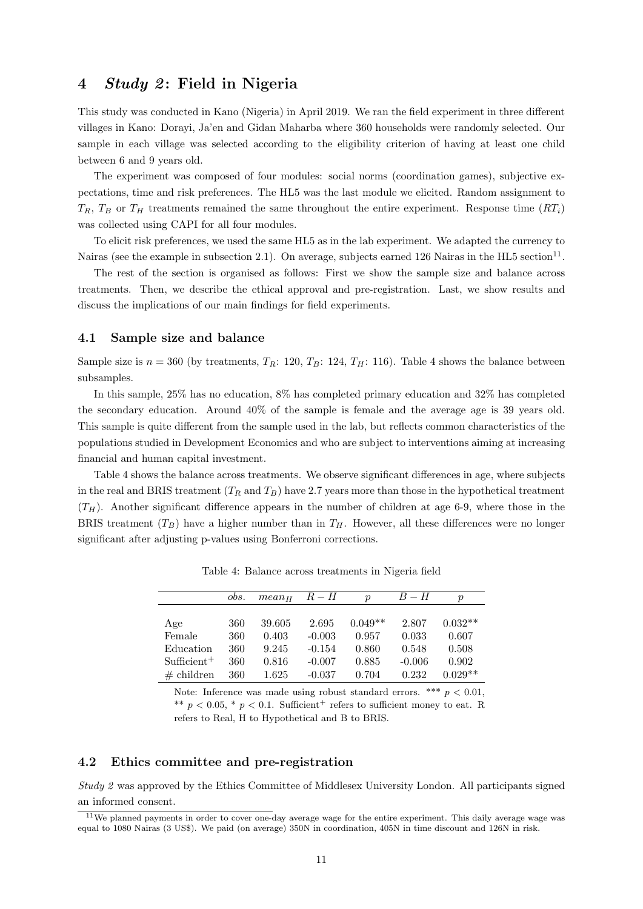## 4 *Study 2*: Field in Nigeria

This study was conducted in Kano (Nigeria) in April 2019. We ran the field experiment in three different villages in Kano: Dorayi, Ja'en and Gidan Maharba where 360 households were randomly selected. Our sample in each village was selected according to the eligibility criterion of having at least one child between 6 and 9 years old.

The experiment was composed of four modules: social norms (coordination games), subjective expectations, time and risk preferences. The HL5 was the last module we elicited. Random assignment to $T_R$, $T_B$ or $T_H$ treatments remained the same throughout the entire experiment. Response time ($RT_i$) was collected using CAPI for all four modules.

To elicit risk preferences, we used the same HL5 as in the lab experiment. We adapted the currency to Nairas (see the example in subsection 2.1). On average, subjects earned 126 Nairas in the HL5 section[11].

The rest of the section is organised as follows: First we show the sample size and balance across treatments. Then, we describe the ethical approval and pre-registration. Last, we show results and discuss the implications of our main findings for field experiments.

### 4.1 Sample size and balance

Sample size is $n = 360$ (by treatments, $T_R$: 120, $T_B$: 124, $T_H$: 116). Table 4 shows the balance between subsamples.

In this sample, 25% has no education, 8% has completed primary education and 32% has completed the secondary education. Around 40% of the sample is female and the average age is 39 years old. This sample is quite different from the sample used in the lab, but reflects common characteristics of the populations studied in Development Economics and who are subject to interventions aiming at increasing financial and human capital investment.

Table 4 shows the balance across treatments. We observe significant differences in age, where subjects in the real and BRIS treatment ($T_R$ and $T_B$) have 2.7 years more than those in the hypothetical treatment ($T_H$). Another significant difference appears in the number of children at age 6-9, where those in the BRIS treatment ($T_B$) have a higher number than in $T_H$. However, all these differences were no longer significant after adjusting p-values using Bonferroni corrections.

Table 4: Balance across treatments in Nigeria field

| | *obs.* | $mean_H$ | $R - H$ | $p$ | $B - H$ | $p$ |
|---|---|---|---|---|---|---|
| Age | 360 | 39.605 | 2.695 | 0.049** | 2.807 | 0.032** |
| Female | 360 | 0.403 | -0.003 | 0.957 | 0.033 | 0.607 |
| Education | 360 | 9.245 | -0.154 | 0.860 | 0.548 | 0.508 |
| Sufficient$^+$ | 360 | 0.816 | -0.007 | 0.885 | -0.006 | 0.902 |
| # children | 360 | 1.625 | -0.037 | 0.704 | 0.232 | 0.029** |

Note: Inference was made using robust standard errors. *** $p < 0.01$, ** $p < 0.05$, * $p < 0.1$. Sufficient$^+$ refers to sufficient money to eat. R refers to Real, H to Hypothetical and B to BRIS.

### 4.2 Ethics committee and pre-registration

*Study 2* was approved by the Ethics Committee of Middlesex University London. All participants signed an informed consent.

[11] We planned payments in order to cover one-day average wage for the entire experiment. This daily average wage was equal to 1080 Nairas (3 US$). We paid (on average) 350N in coordination, 405N in time discount and 126N in risk.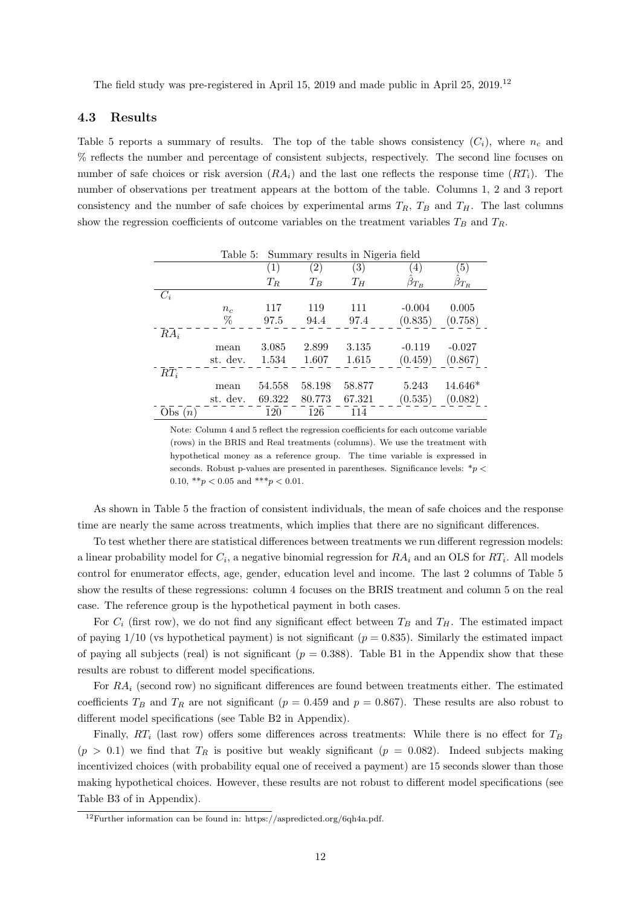The field study was pre-registered in April 15, 2019 and made public in April 25, 2019.[12]

### 4.3 Results

Table 5 reports a summary of results. The top of the table shows consistency ($C_i$), where $n_c$ and % reflects the number and percentage of consistent subjects, respectively. The second line focuses on number of safe choices or risk aversion ($RA_i$) and the last one reflects the response time ($RT_i$). The number of observations per treatment appears at the bottom of the table. Columns 1, 2 and 3 report consistency and the number of safe choices by experimental arms $T_R$, $T_B$ and $T_H$. The last columns show the regression coefficients of outcome variables on the treatment variables $T_B$ and $T_R$.

Table 5: Summary results in Nigeria field

| | | (1) | (2) | (3) | (4) | (5) |
|---|---|---|---|---|---|---|
| | | $T_R$ | $T_B$ | $T_H$ | $\hat{\beta}_{T_B}$ | $\hat{\beta}_{T_R}$ |
| $C_i$ | | | | | | |
| | $n_c$ | 117 | 119 | 111 | -0.004 | 0.005 |
| | % | 97.5 | 94.4 | 97.4 | (0.835) | (0.758) |
| $RA_i$ | | | | | | |
| | mean | 3.085 | 2.899 | 3.135 | -0.119 | -0.027 |
| | st. dev. | 1.534 | 1.607 | 1.615 | (0.459) | (0.867) |
| $RT_i$ | | | | | | |
| | mean | 54.558 | 58.198 | 58.877 | 5.243 | 14.646* |
| | st. dev. | 69.322 | 80.773 | 67.321 | (0.535) | (0.082) |
| Obs ($n$) | | 120 | 126 | 114 | | |

Note: Column 4 and 5 reflect the regression coefficients for each outcome variable (rows) in the BRIS and Real treatments (columns). We use the treatment with hypothetical money as a reference group. The time variable is expressed in seconds. Robust p-values are presented in parentheses. Significance levels: $*p < 0.10$, $**p < 0.05$ and $***p < 0.01$.

As shown in Table 5 the fraction of consistent individuals, the mean of safe choices and the response time are nearly the same across treatments, which implies that there are no significant differences.

To test whether there are statistical differences between treatments we run different regression models: a linear probability model for $C_i$, a negative binomial regression for $RA_i$ and an OLS for $RT_i$. All models control for enumerator effects, age, gender, education level and income. The last 2 columns of Table 5 show the results of these regressions: column 4 focuses on the BRIS treatment and column 5 on the real case. The reference group is the hypothetical payment in both cases.

For $C_i$ (first row), we do not find any significant effect between $T_B$ and $T_H$. The estimated impact of paying 1/10 (vs hypothetical payment) is not significant ($p = 0.835$). Similarly the estimated impact of paying all subjects (real) is not significant ($p = 0.388$). Table B1 in the Appendix show that these results are robust to different model specifications.

For $RA_i$ (second row) no significant differences are found between treatments either. The estimated coefficients $T_B$ and $T_R$ are not significant ($p = 0.459$ and $p = 0.867$). These results are also robust to different model specifications (see Table B2 in Appendix).

Finally, $RT_i$ (last row) offers some differences across treatments: While there is no effect for $T_B$ ($p > 0.1$) we find that $T_R$ is positive but weakly significant ($p = 0.082$). Indeed subjects making incentivized choices (with probability equal one of received a payment) are 15 seconds slower than those making hypothetical choices. However, these results are not robust to different model specifications (see Table B3 of in Appendix).

[12] Further information can be found in: https://aspredicted.org/6qh4a.pdf.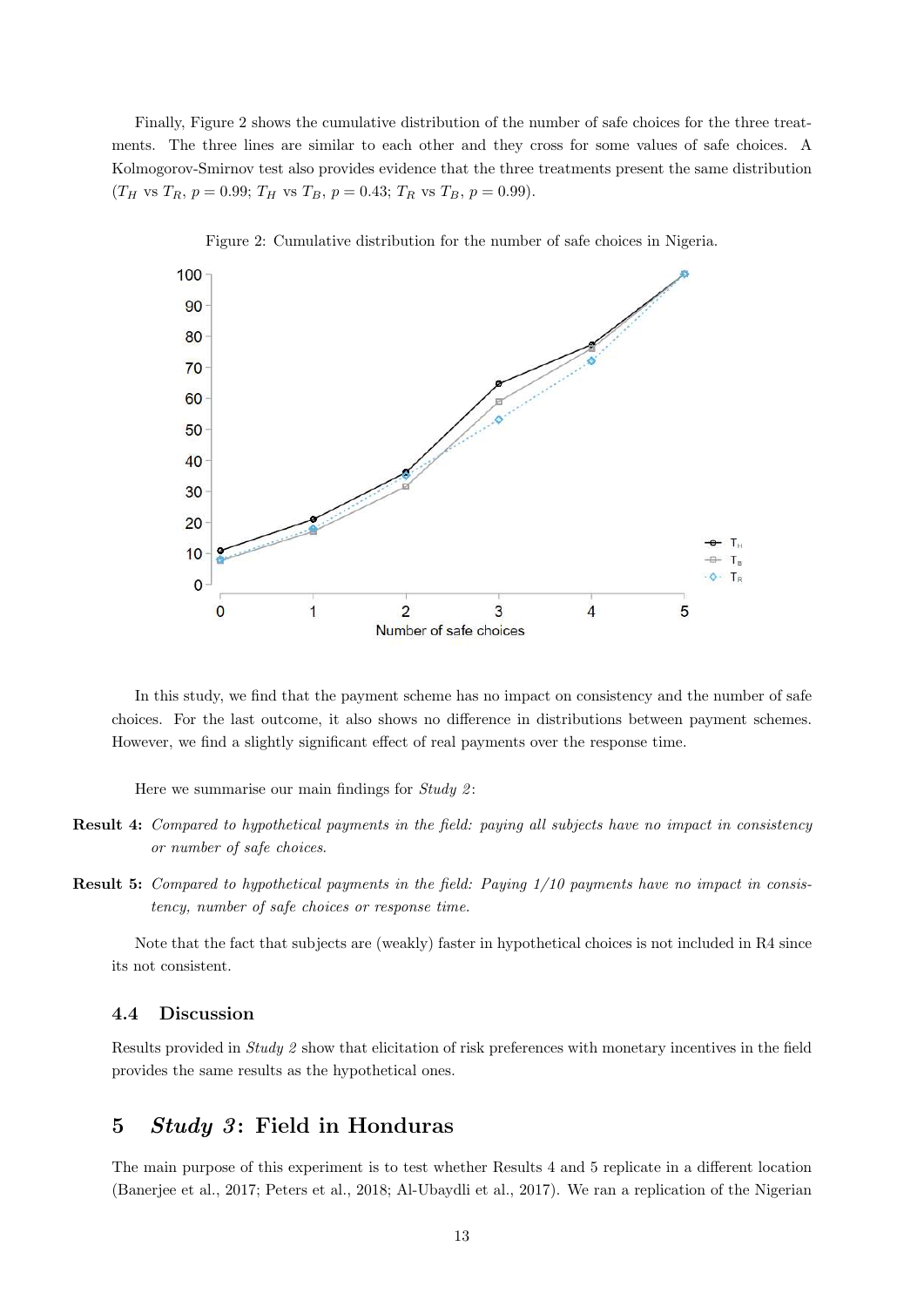Finally, Figure 2 shows the cumulative distribution of the number of safe choices for the three treatments. The three lines are similar to each other and they cross for some values of safe choices. A Kolmogorov-Smirnov test also provides evidence that the three treatments present the same distribution ($T_H$ vs $T_R$, $p = 0.99$; $T_H$ vs $T_B$, $p = 0.43$; $T_R$ vs $T_B$, $p = 0.99$).

Figure 2: Cumulative distribution for the number of safe choices in Nigeria.

In this study, we find that the payment scheme has no impact on consistency and the number of safe choices. For the last outcome, it also shows no difference in distributions between payment schemes. However, we find a slightly significant effect of real payments over the response time.

Here we summarise our main findings for *Study 2*:

**Result 4:** *Compared to hypothetical payments in the field: paying all subjects have no impact in consistency or number of safe choices.*

**Result 5:** *Compared to hypothetical payments in the field: Paying 1/10 payments have no impact in consistency, number of safe choices or response time.*

Note that the fact that subjects are (weakly) faster in hypothetical choices is not included in R4 since its not consistent.

### 4.4 Discussion

Results provided in *Study 2* show that elicitation of risk preferences with monetary incentives in the field provides the same results as the hypothetical ones.

## 5 *Study 3*: Field in Honduras

The main purpose of this experiment is to test whether Results 4 and 5 replicate in a different location (Banerjee et al., 2017; Peters et al., 2018; Al-Ubaydli et al., 2017). We ran a replication of the Nigerian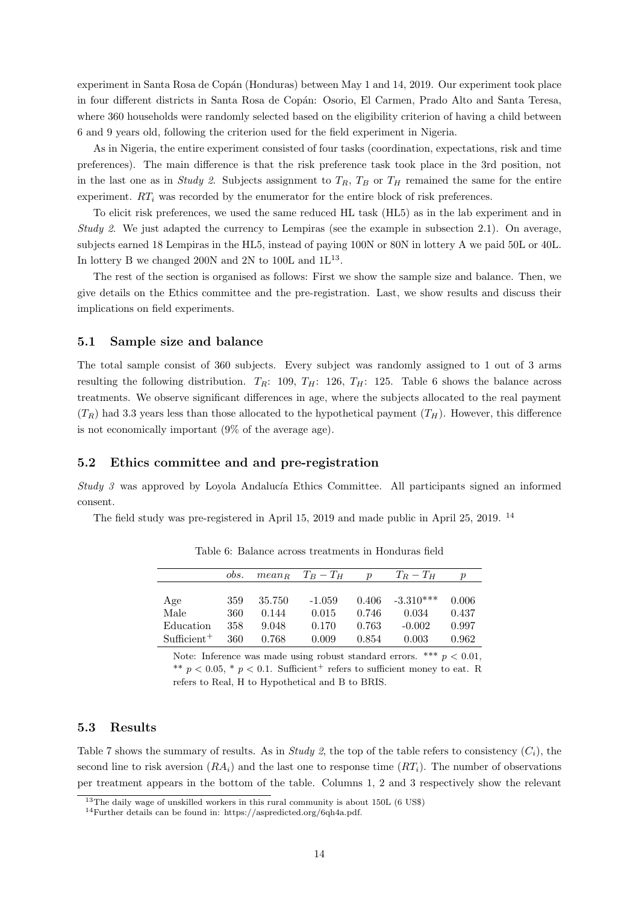experiment in Santa Rosa de Copán (Honduras) between May 1 and 14, 2019. Our experiment took place in four different districts in Santa Rosa de Copán: Osorio, El Carmen, Prado Alto and Santa Teresa, where 360 households were randomly selected based on the eligibility criterion of having a child between 6 and 9 years old, following the criterion used for the field experiment in Nigeria.

As in Nigeria, the entire experiment consisted of four tasks (coordination, expectations, risk and time preferences). The main difference is that the risk preference task took place in the 3rd position, not in the last one as in *Study 2*. Subjects assignment to $T_R$, $T_B$ or $T_H$ remained the same for the entire experiment. $RT_i$ was recorded by the enumerator for the entire block of risk preferences.

To elicit risk preferences, we used the same reduced HL task (HL5) as in the lab experiment and in *Study 2*. We just adapted the currency to Lempiras (see the example in subsection 2.1). On average, subjects earned 18 Lempiras in the HL5, instead of paying 100N or 80N in lottery A we paid 50L or 40L. In lottery B we changed 200N and 2N to 100L and 1L[13].

The rest of the section is organised as follows: First we show the sample size and balance. Then, we give details on the Ethics committee and the pre-registration. Last, we show results and discuss their implications on field experiments.

### 5.1 Sample size and balance

The total sample consist of 360 subjects. Every subject was randomly assigned to 1 out of 3 arms resulting the following distribution. $T_R$: 109, $T_H$: 126, $T_H$: 125. Table 6 shows the balance across treatments. We observe significant differences in age, where the subjects allocated to the real payment ($T_R$) had 3.3 years less than those allocated to the hypothetical payment ($T_H$). However, this difference is not economically important (9% of the average age).

### 5.2 Ethics committee and and pre-registration

*Study 3* was approved by Loyola Andalucía Ethics Committee. All participants signed an informed consent.

The field study was pre-registered in April 15, 2019 and made public in April 25, 2019. [14]

Table 6: Balance across treatments in Honduras field

| | *obs.* | $mean_R$ | $T_B - T_H$ | $p$ | $T_R - T_H$ | $p$ |
|---|---|---|---|---|---|---|
| Age | 359 | 35.750 | -1.059 | 0.406 | -3.310*** | 0.006 |
| Male | 360 | 0.144 | 0.015 | 0.746 | 0.034 | 0.437 |
| Education | 358 | 9.048 | 0.170 | 0.763 | -0.002 | 0.997 |
| Sufficient$^+$ | 360 | 0.768 | 0.009 | 0.854 | 0.003 | 0.962 |

Note: Inference was made using robust standard errors. *** $p < 0.01$, ** $p < 0.05$, * $p < 0.1$. Sufficient$^+$ refers to sufficient money to eat. R refers to Real, H to Hypothetical and B to BRIS.

### 5.3 Results

Table 7 shows the summary of results. As in *Study 2*, the top of the table refers to consistency ($C_i$), the second line to risk aversion ($RA_i$) and the last one to response time ($RT_i$). The number of observations per treatment appears in the bottom of the table. Columns 1, 2 and 3 respectively show the relevant

[13] The daily wage of unskilled workers in this rural community is about 150L (6 US$)

[14] Further details can be found in: https://aspredicted.org/6qh4a.pdf.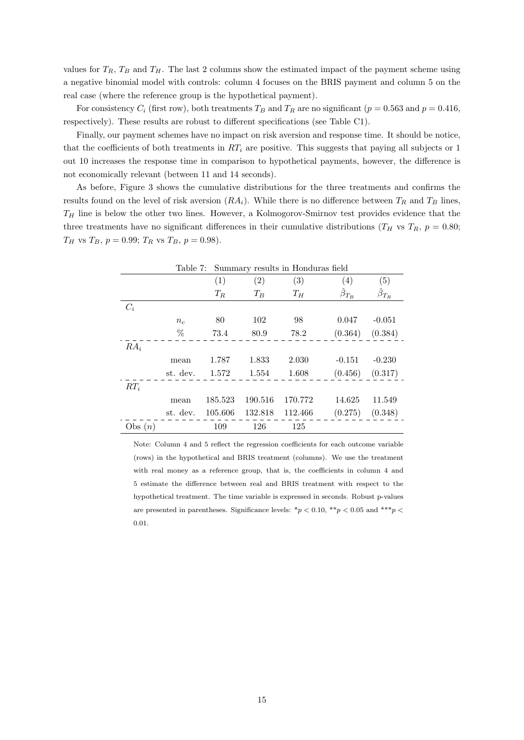values for $T_R$, $T_B$ and $T_H$. The last 2 columns show the estimated impact of the payment scheme using a negative binomial model with controls: column 4 focuses on the BRIS payment and column 5 on the real case (where the reference group is the hypothetical payment).

For consistency $C_i$ (first row), both treatments $T_B$ and $T_R$ are no significant ($p = 0.563$ and $p = 0.416$, respectively). These results are robust to different specifications (see Table C1).

Finally, our payment schemes have no impact on risk aversion and response time. It should be notice, that the coefficients of both treatments in $RT_i$ are positive. This suggests that paying all subjects or 1 out 10 increases the response time in comparison to hypothetical payments, however, the difference is not economically relevant (between 11 and 14 seconds).

As before, Figure 3 shows the cumulative distributions for the three treatments and confirms the results found on the level of risk aversion ($RA_i$). While there is no difference between $T_R$ and $T_B$ lines, $T_H$ line is below the other two lines. However, a Kolmogorov-Smirnov test provides evidence that the three treatments have no significant differences in their cumulative distributions ($T_H$ vs $T_R$, $p = 0.80$; $T_H$ vs $T_B$, $p = 0.99$; $T_R$ vs $T_B$, $p = 0.98$).

Table 7: Summary results in Honduras field

| | | (1) | (2) | (3) | (4) | (5) |
|---|---|---|---|---|---|---|
| | | $T_R$ | $T_B$ | $T_H$ | $\hat{\beta}_{T_B}$ | $\hat{\beta}_{T_R}$ |
| $C_i$ | | | | | | |
| | $n_c$ | 80 | 102 | 98 | 0.047 | -0.051 |
| | % | 73.4 | 80.9 | 78.2 | (0.364) | (0.384) |
| $RA_i$ | | | | | | |
| | mean | 1.787 | 1.833 | 2.030 | -0.151 | -0.230 |
| | st. dev. | 1.572 | 1.554 | 1.608 | (0.456) | (0.317) |
| $RT_i$ | | | | | | |
| | mean | 185.523 | 190.516 | 170.772 | 14.625 | 11.549 |
| | st. dev. | 105.606 | 132.818 | 112.466 | (0.275) | (0.348) |
| Obs ($n$) | | 109 | 126 | 125 | | |

Note: Column 4 and 5 reflect the regression coefficients for each outcome variable (rows) in the hypothetical and BRIS treatment (columns). We use the treatment with real money as a reference group, that is, the coefficients in column 4 and 5 estimate the difference between real and BRIS treatment with respect to the hypothetical treatment. The time variable is expressed in seconds. Robust p-values are presented in parentheses. Significance levels: *$p < 0.10$, **$p < 0.05$ and ***$p < 0.01$.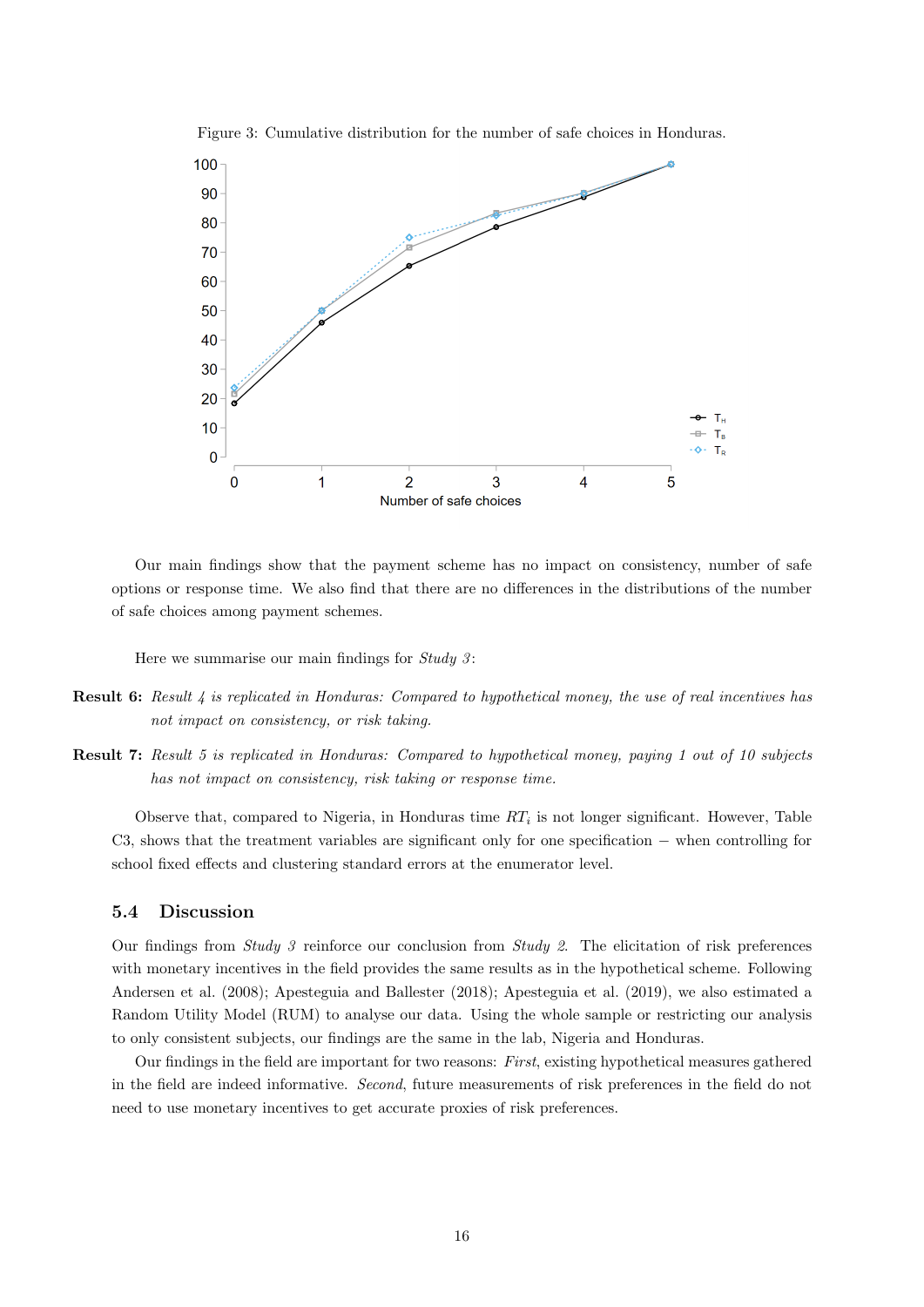Figure 3: Cumulative distribution for the number of safe choices in Honduras.

Our main findings show that the payment scheme has no impact on consistency, number of safe options or response time. We also find that there are no differences in the distributions of the number of safe choices among payment schemes.

Here we summarise our main findings for *Study 3*:

**Result 6:** *Result 4 is replicated in Honduras: Compared to hypothetical money, the use of real incentives has not impact on consistency, or risk taking.*

**Result 7:** *Result 5 is replicated in Honduras: Compared to hypothetical money, paying 1 out of 10 subjects has not impact on consistency, risk taking or response time.*

Observe that, compared to Nigeria, in Honduras time $RT_i$ is not longer significant. However, Table C3, shows that the treatment variables are significant only for one specification − when controlling for school fixed effects and clustering standard errors at the enumerator level.

### 5.4 Discussion

Our findings from *Study 3* reinforce our conclusion from *Study 2*. The elicitation of risk preferences with monetary incentives in the field provides the same results as in the hypothetical scheme. Following Andersen et al. (2008); Apesteguia and Ballester (2018); Apesteguia et al. (2019), we also estimated a Random Utility Model (RUM) to analyse our data. Using the whole sample or restricting our analysis to only consistent subjects, our findings are the same in the lab, Nigeria and Honduras.

Our findings in the field are important for two reasons: *First*, existing hypothetical measures gathered in the field are indeed informative. *Second*, future measurements of risk preferences in the field do not need to use monetary incentives to get accurate proxies of risk preferences.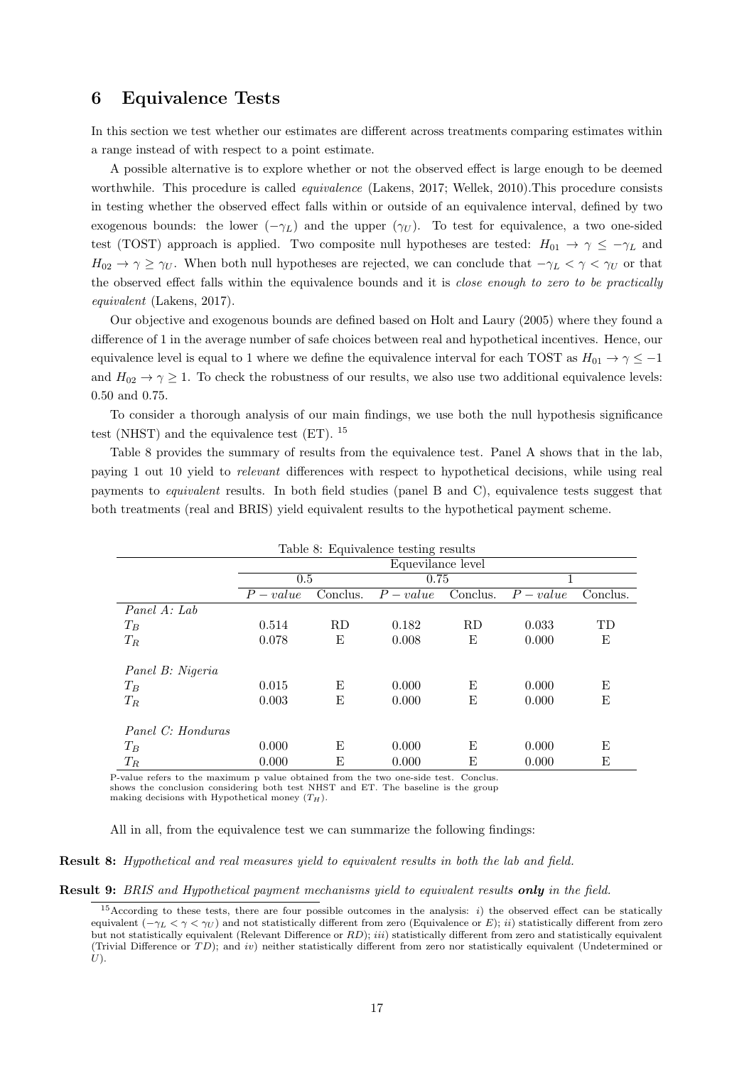## 6 Equivalence Tests

In this section we test whether our estimates are different across treatments comparing estimates within a range instead of with respect to a point estimate.

A possible alternative is to explore whether or not the observed effect is large enough to be deemed worthwhile. This procedure is called *equivalence* (Lakens, 2017; Wellek, 2010).This procedure consists in testing whether the observed effect falls within or outside of an equivalence interval, defined by two exogenous bounds: the lower ($-\gamma_L$) and the upper ($\gamma_U$). To test for equivalence, a two one-sided test (TOST) approach is applied. Two composite null hypotheses are tested: $H_{01} \rightarrow \gamma \leq -\gamma_L$ and $H_{02} \rightarrow \gamma \geq \gamma_U$. When both null hypotheses are rejected, we can conclude that $-\gamma_L < \gamma < \gamma_U$ or that the observed effect falls within the equivalence bounds and it is *close enough to zero to be practically equivalent* (Lakens, 2017).

Our objective and exogenous bounds are defined based on Holt and Laury (2005) where they found a difference of 1 in the average number of safe choices between real and hypothetical incentives. Hence, our equivalence level is equal to 1 where we define the equivalence interval for each TOST as $H_{01} \rightarrow \gamma \leq -1$ and $H_{02} \rightarrow \gamma \geq 1$. To check the robustness of our results, we also use two additional equivalence levels: 0.50 and 0.75.

To consider a thorough analysis of our main findings, we use both the null hypothesis significance test (NHST) and the equivalence test (ET). [15]

Table 8 provides the summary of results from the equivalence test. Panel A shows that in the lab, paying 1 out 10 yield to *relevant* differences with respect to hypothetical decisions, while using real payments to *equivalent* results. In both field studies (panel B and C), equivalence tests suggest that both treatments (real and BRIS) yield equivalent results to the hypothetical payment scheme.

Table 8: Equivalence testing results

| | Equevilance level | | | | | |
|---|---|---|---|---|---|---|
| | 0.5 | | 0.75 | | 1 | |
| | $P-value$ | Conclus. | $P-value$ | Conclus. | $P-value$ | Conclus. |
| *Panel A: Lab* | | | | | | |
| $T_B$ | 0.514 | RD | 0.182 | RD | 0.033 | TD |
| $T_R$ | 0.078 | E | 0.008 | E | 0.000 | E |
| *Panel B: Nigeria* | | | | | | |
| $T_B$ | 0.015 | E | 0.000 | E | 0.000 | E |
| $T_R$ | 0.003 | E | 0.000 | E | 0.000 | E |
| *Panel C: Honduras* | | | | | | |
| $T_B$ | 0.000 | E | 0.000 | E | 0.000 | E |
| $T_R$ | 0.000 | E | 0.000 | E | 0.000 | E |

P-value refers to the maximum p value obtained from the two one-side test. Conclus. shows the conclusion considering both test NHST and ET. The baseline is the group making decisions with Hypothetical money ($T_H$).

All in all, from the equivalence test we can summarize the following findings:

**Result 8:** *Hypothetical and real measures yield to equivalent results in both the lab and field.*

**Result 9:** *BRIS and Hypothetical payment mechanisms yield to equivalent results **only** in the field.*

[15] According to these tests, there are four possible outcomes in the analysis: *i*) the observed effect can be statically equivalent ($-\gamma_L < \gamma < \gamma_U$) and not statistically different from zero (Equivalence or *E*); *ii*) statistically different from zero but not statistically equivalent (Relevant Difference or *RD*); *iii*) statistically different from zero and statistically equivalent (Trivial Difference or *TD*); and *iv*) neither statistically different from zero nor statistically equivalent (Undetermined or *U*).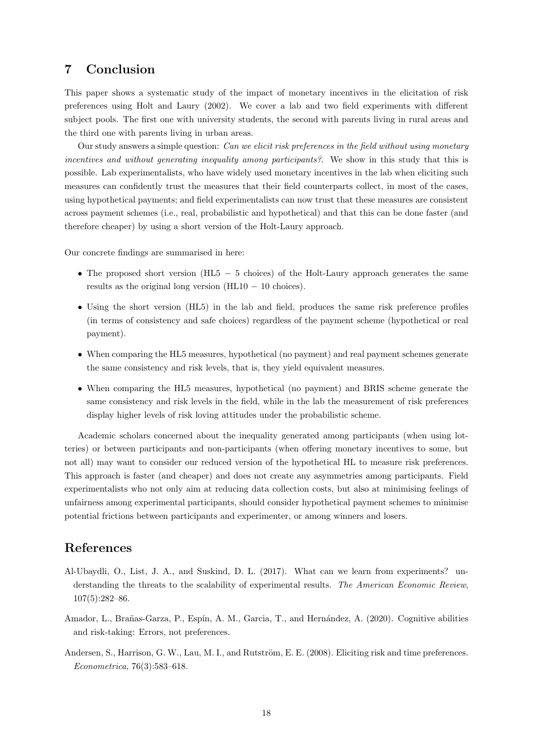## 7 Conclusion

This paper shows a systematic study of the impact of monetary incentives in the elicitation of risk preferences using Holt and Laury (2002). We cover a lab and two field experiments with different subject pools. The first one with university students, the second with parents living in rural areas and the third one with parents living in urban areas.

Our study answers a simple question: *Can we elicit risk preferences in the field without using monetary incentives and without generating inequality among participants?*. We show in this study that this is possible. Lab experimentalists, who have widely used monetary incentives in the lab when eliciting such measures can confidently trust the measures that their field counterparts collect, in most of the cases, using hypothetical payments; and field experimentalists can now trust that these measures are consistent across payment schemes (i.e., real, probabilistic and hypothetical) and that this can be done faster (and therefore cheaper) by using a short version of the Holt-Laury approach.

Our concrete findings are summarised in here:

- The proposed short version (HL5 − 5 choices) of the Holt-Laury approach generates the same results as the original long version (HL10 − 10 choices).
- Using the short version (HL5) in the lab and field, produces the same risk preference profiles (in terms of consistency and safe choices) regardless of the payment scheme (hypothetical or real payment).
- When comparing the HL5 measures, hypothetical (no payment) and real payment schemes generate the same consistency and risk levels, that is, they yield equivalent measures.
- When comparing the HL5 measures, hypothetical (no payment) and BRIS scheme generate the same consistency and risk levels in the field, while in the lab the measurement of risk preferences display higher levels of risk loving attitudes under the probabilistic scheme.

Academic scholars concerned about the inequality generated among participants (when using lotteries) or between participants and non-participants (when offering monetary incentives to some, but not all) may want to consider our reduced version of the hypothetical HL to measure risk preferences. This approach is faster (and cheaper) and does not create any asymmetries among participants. Field experimentalists who not only aim at reducing data collection costs, but also at minimising feelings of unfairness among experimental participants, should consider hypothetical payment schemes to minimise potential frictions between participants and experimenter, or among winners and losers.

## References

Al-Ubaydli, O., List, J. A., and Suskind, D. L. (2017). What can we learn from experiments? understanding the threats to the scalability of experimental results. *The American Economic Review*, 107(5):282–86.

Amador, L., Brañas-Garza, P., Espín, A. M., Garcia, T., and Hernández, A. (2020). Cognitive abilities and risk-taking: Errors, not preferences.

Andersen, S., Harrison, G. W., Lau, M. I., and Rutström, E. E. (2008). Eliciting risk and time preferences. *Econometrica*, 76(3):583–618.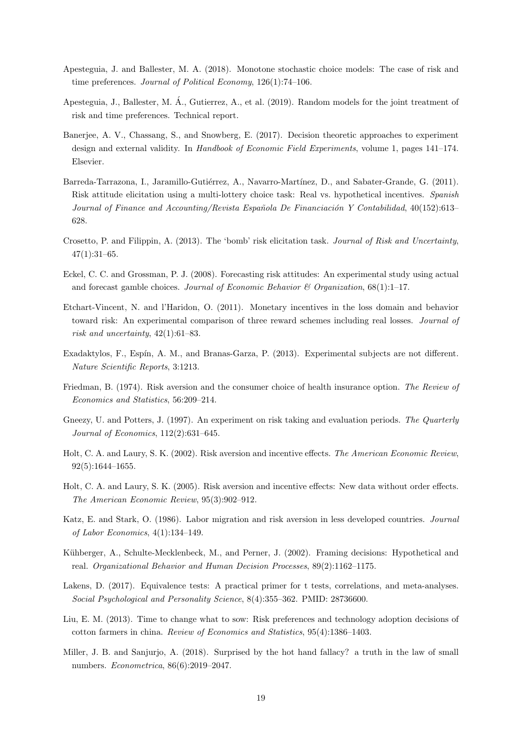Apesteguia, J. and Ballester, M. A. (2018). Monotone stochastic choice models: The case of risk and time preferences. *Journal of Political Economy*, 126(1):74–106.

Apesteguia, J., Ballester, M. Á., Gutierrez, A., et al. (2019). Random models for the joint treatment of risk and time preferences. Technical report.

Banerjee, A. V., Chassang, S., and Snowberg, E. (2017). Decision theoretic approaches to experiment design and external validity. In *Handbook of Economic Field Experiments*, volume 1, pages 141–174. Elsevier.

Barreda-Tarrazona, I., Jaramillo-Gutiérrez, A., Navarro-Martínez, D., and Sabater-Grande, G. (2011). Risk attitude elicitation using a multi-lottery choice task: Real vs. hypothetical incentives. *Spanish Journal of Finance and Accounting/Revista Española De Financiación Y Contabilidad*, 40(152):613–628.

Crosetto, P. and Filippin, A. (2013). The 'bomb' risk elicitation task. *Journal of Risk and Uncertainty*, 47(1):31–65.

Eckel, C. C. and Grossman, P. J. (2008). Forecasting risk attitudes: An experimental study using actual and forecast gamble choices. *Journal of Economic Behavior & Organization*, 68(1):1–17.

Etchart-Vincent, N. and l'Haridon, O. (2011). Monetary incentives in the loss domain and behavior toward risk: An experimental comparison of three reward schemes including real losses. *Journal of risk and uncertainty*, 42(1):61–83.

Exadaktylos, F., Espín, A. M., and Branas-Garza, P. (2013). Experimental subjects are not different. *Nature Scientific Reports*, 3:1213.

Friedman, B. (1974). Risk aversion and the consumer choice of health insurance option. *The Review of Economics and Statistics*, 56:209–214.

Gneezy, U. and Potters, J. (1997). An experiment on risk taking and evaluation periods. *The Quarterly Journal of Economics*, 112(2):631–645.

Holt, C. A. and Laury, S. K. (2002). Risk aversion and incentive effects. *The American Economic Review*, 92(5):1644–1655.

Holt, C. A. and Laury, S. K. (2005). Risk aversion and incentive effects: New data without order effects. *The American Economic Review*, 95(3):902–912.

Katz, E. and Stark, O. (1986). Labor migration and risk aversion in less developed countries. *Journal of Labor Economics*, 4(1):134–149.

Kühberger, A., Schulte-Mecklenbeck, M., and Perner, J. (2002). Framing decisions: Hypothetical and real. *Organizational Behavior and Human Decision Processes*, 89(2):1162–1175.

Lakens, D. (2017). Equivalence tests: A practical primer for t tests, correlations, and meta-analyses. *Social Psychological and Personality Science*, 8(4):355–362. PMID: 28736600.

Liu, E. M. (2013). Time to change what to sow: Risk preferences and technology adoption decisions of cotton farmers in china. *Review of Economics and Statistics*, 95(4):1386–1403.

Miller, J. B. and Sanjurjo, A. (2018). Surprised by the hot hand fallacy? a truth in the law of small numbers. *Econometrica*, 86(6):2019–2047.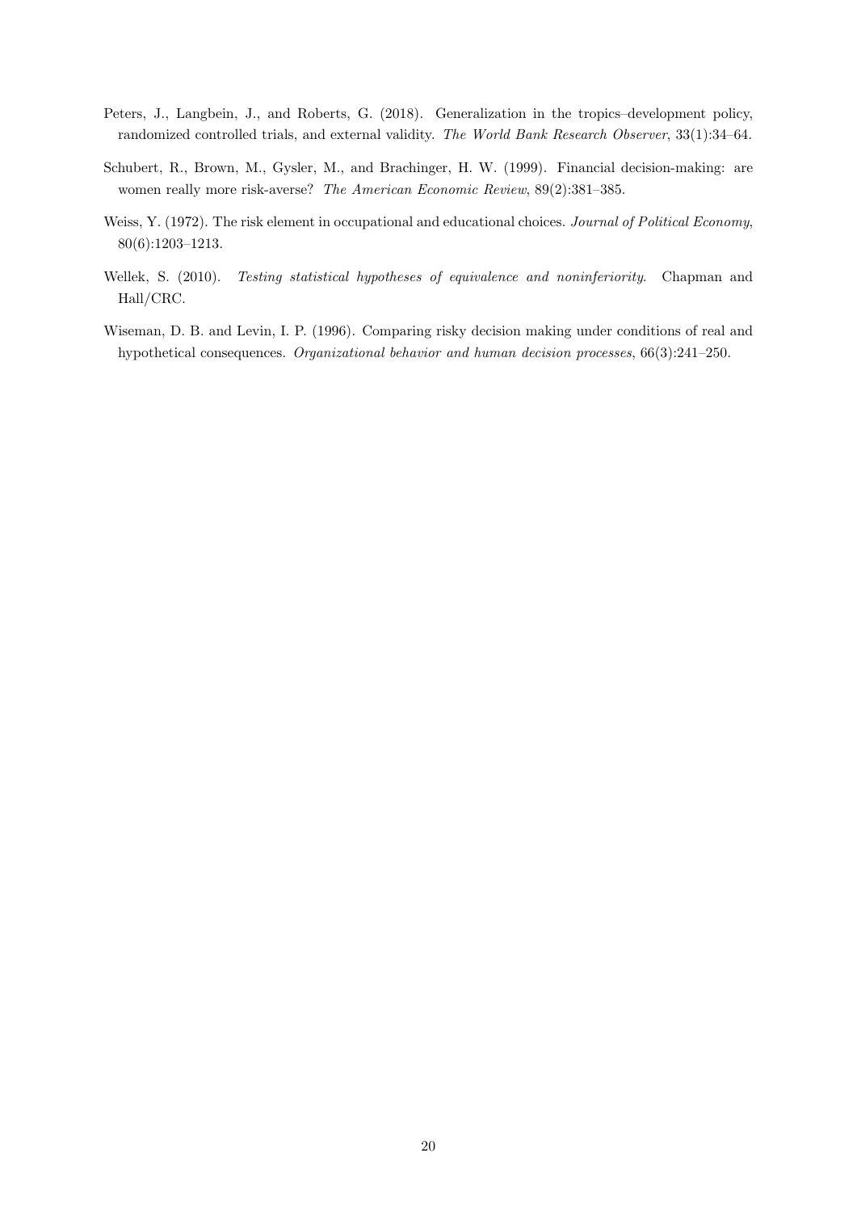Peters, J., Langbein, J., and Roberts, G. (2018). Generalization in the tropics–development policy, randomized controlled trials, and external validity. *The World Bank Research Observer*, 33(1):34–64.

Schubert, R., Brown, M., Gysler, M., and Brachinger, H. W. (1999). Financial decision-making: are women really more risk-averse? *The American Economic Review*, 89(2):381–385.

Weiss, Y. (1972). The risk element in occupational and educational choices. *Journal of Political Economy*, 80(6):1203–1213.

Wellek, S. (2010). *Testing statistical hypotheses of equivalence and noninferiority*. Chapman and Hall/CRC.

Wiseman, D. B. and Levin, I. P. (1996). Comparing risky decision making under conditions of real and hypothetical consequences. *Organizational behavior and human decision processes*, 66(3):241–250.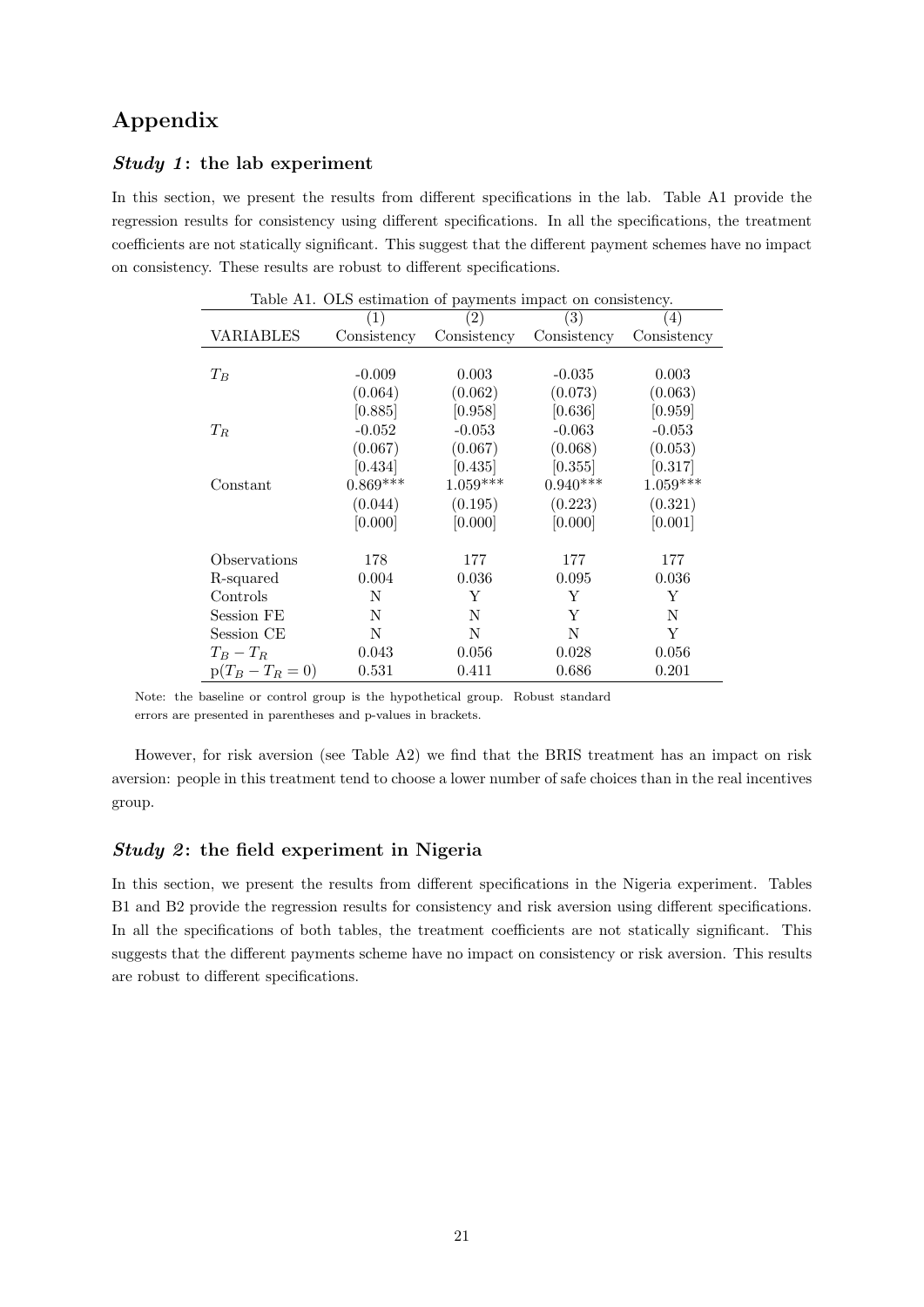# Appendix

## *Study 1*: the lab experiment

In this section, we present the results from different specifications in the lab. Table A1 provide the regression results for consistency using different specifications. In all the specifications, the treatment coefficients are not statically significant. This suggest that the different payment schemes have no impact on consistency. These results are robust to different specifications.

Table A1. OLS estimation of payments impact on consistency.

| | (1) | (2) | (3) | (4) |
|---|---|---|---|---|
| VARIABLES | Consistency | Consistency | Consistency | Consistency |
| $T_B$ | -0.009 | 0.003 | -0.035 | 0.003 |
| | (0.064) | (0.062) | (0.073) | (0.063) |
| | [0.885] | [0.958] | [0.636] | [0.959] |
| $T_R$ | -0.052 | -0.053 | -0.063 | -0.053 |
| | (0.067) | (0.067) | (0.068) | (0.053) |
| | [0.434] | [0.435] | [0.355] | [0.317] |
| Constant | 0.869*** | 1.059*** | 0.940*** | 1.059*** |
| | (0.044) | (0.195) | (0.223) | (0.321) |
| | [0.000] | [0.000] | [0.000] | [0.001] |
| Observations | 178 | 177 | 177 | 177 |
| R-squared | 0.004 | 0.036 | 0.095 | 0.036 |
| Controls | N | Y | Y | Y |
| Session FE | N | N | Y | N |
| Session CE | N | N | N | Y |
| $T_B - T_R$ | 0.043 | 0.056 | 0.028 | 0.056 |
| $\text{p}(T_B - T_R = 0)$ | 0.531 | 0.411 | 0.686 | 0.201 |

Note: the baseline or control group is the hypothetical group. Robust standard errors are presented in parentheses and p-values in brackets.

However, for risk aversion (see Table A2) we find that the BRIS treatment has an impact on risk aversion: people in this treatment tend to choose a lower number of safe choices than in the real incentives group.

## *Study 2*: the field experiment in Nigeria

In this section, we present the results from different specifications in the Nigeria experiment. Tables B1 and B2 provide the regression results for consistency and risk aversion using different specifications. In all the specifications of both tables, the treatment coefficients are not statically significant. This suggests that the different payments scheme have no impact on consistency or risk aversion. This results are robust to different specifications.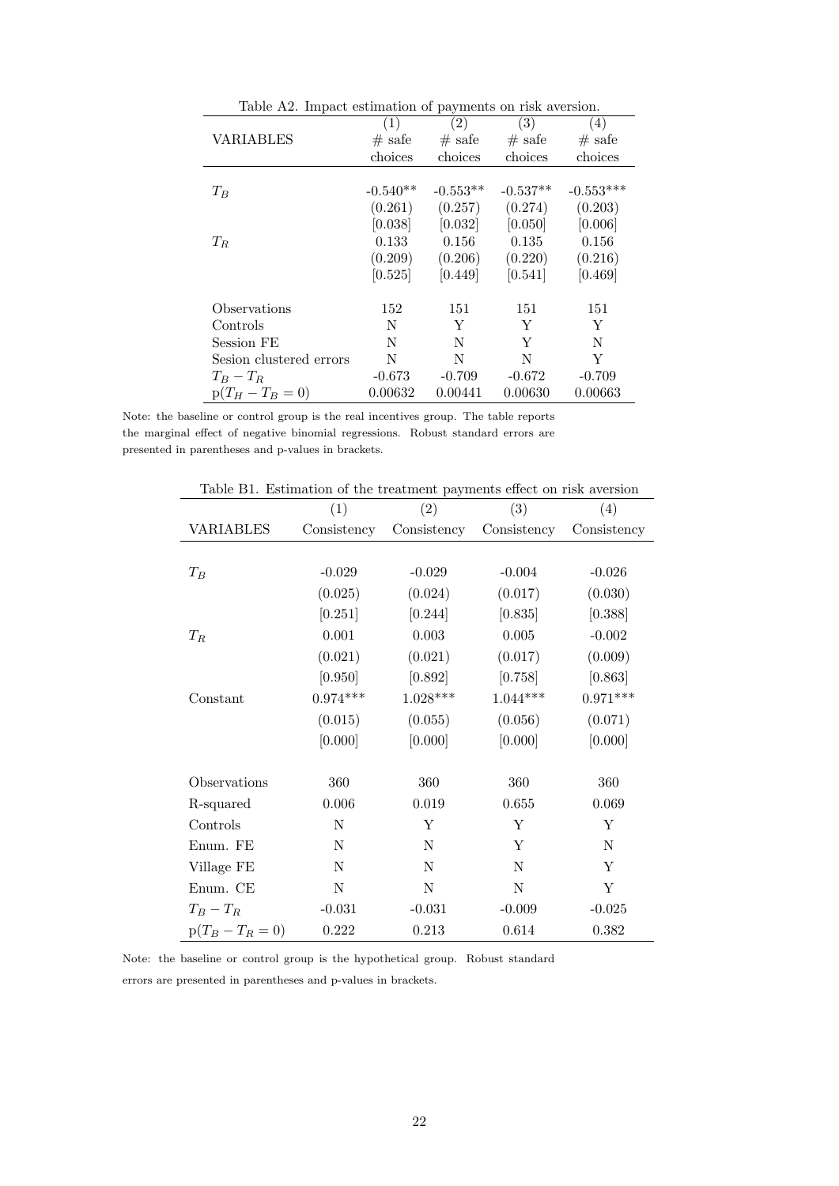Table A2. Impact estimation of payments on risk aversion.

| VARIABLES | (1) # safe choices | (2) # safe choices | (3) # safe choices | (4) # safe choices |
|---|---|---|---|---|
| $T_B$ | -0.540** | -0.553** | -0.537** | -0.553*** |
| | (0.261) | (0.257) | (0.274) | (0.203) |
| | [0.038] | [0.032] | [0.050] | [0.006] |
| $T_R$ | 0.133 | 0.156 | 0.135 | 0.156 |
| | (0.209) | (0.206) | (0.220) | (0.216) |
| | [0.525] | [0.449] | [0.541] | [0.469] |
| Observations | 152 | 151 | 151 | 151 |
| Controls | N | Y | Y | Y |
| Session FE | N | N | Y | N |
| Sesion clustered errors | N | N | N | Y |
| $T_B - T_R$ | -0.673 | -0.709 | -0.672 | -0.709 |
| $p(T_H - T_B = 0)$ | 0.00632 | 0.00441 | 0.00630 | 0.00663 |

Note: the baseline or control group is the real incentives group. The table reports the marginal effect of negative binomial regressions. Robust standard errors are presented in parentheses and p-values in brackets.

Table B1. Estimation of the treatment payments effect on risk aversion

| VARIABLES | (1) Consistency | (2) Consistency | (3) Consistency | (4) Consistency |
|---|---|---|---|---|
| $T_B$ | -0.029 | -0.029 | -0.004 | -0.026 |
| | (0.025) | (0.024) | (0.017) | (0.030) |
| | [0.251] | [0.244] | [0.835] | [0.388] |
| $T_R$ | 0.001 | 0.003 | 0.005 | -0.002 |
| | (0.021) | (0.021) | (0.017) | (0.009) |
| | [0.950] | [0.892] | [0.758] | [0.863] |
| Constant | 0.974*** | 1.028*** | 1.044*** | 0.971*** |
| | (0.015) | (0.055) | (0.056) | (0.071) |
| | [0.000] | [0.000] | [0.000] | [0.000] |
| Observations | 360 | 360 | 360 | 360 |
| R-squared | 0.006 | 0.019 | 0.655 | 0.069 |
| Controls | N | Y | Y | Y |
| Enum. FE | N | N | Y | N |
| Village FE | N | N | N | Y |
| Enum. CE | N | N | N | Y |
| $T_B - T_R$ | -0.031 | -0.031 | -0.009 | -0.025 |
| $p(T_B - T_R = 0)$ | 0.222 | 0.213 | 0.614 | 0.382 |

Note: the baseline or control group is the hypothetical group. Robust standard errors are presented in parentheses and p-values in brackets.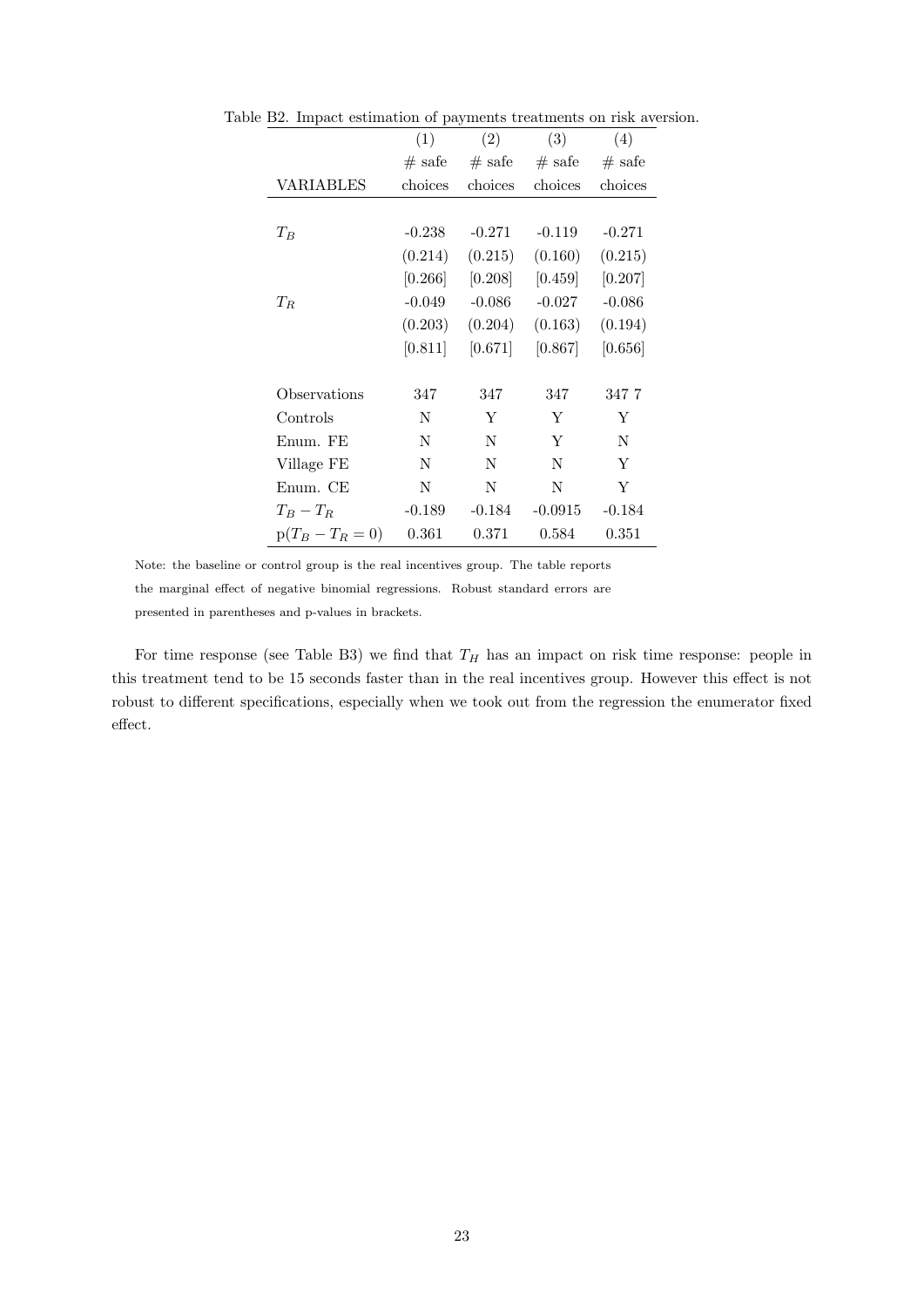Table B2. Impact estimation of payments treatments on risk aversion.

| VARIABLES | (1) # safe choices | (2) # safe choices | (3) # safe choices | (4) # safe choices |
|---|---|---|---|---|
| $T_B$ | -0.238 | -0.271 | -0.119 | -0.271 |
| | (0.214) | (0.215) | (0.160) | (0.215) |
| | [0.266] | [0.208] | [0.459] | [0.207] |
| $T_R$ | -0.049 | -0.086 | -0.027 | -0.086 |
| | (0.203) | (0.204) | (0.163) | (0.194) |
| | [0.811] | [0.671] | [0.867] | [0.656] |
| Observations | 347 | 347 | 347 | 347 7 |
| Controls | N | Y | Y | Y |
| Enum. FE | N | N | Y | N |
| Village FE | N | N | N | Y |
| Enum. CE | N | N | N | Y |
| $T_B - T_R$ | -0.189 | -0.184 | -0.0915 | -0.184 |
| $\text{p}(T_B - T_R = 0)$ | 0.361 | 0.371 | 0.584 | 0.351 |

Note: the baseline or control group is the real incentives group. The table reports the marginal effect of negative binomial regressions. Robust standard errors are presented in parentheses and p-values in brackets.

For time response (see Table B3) we find that $T_H$ has an impact on risk time response: people in this treatment tend to be 15 seconds faster than in the real incentives group. However this effect is not robust to different specifications, especially when we took out from the regression the enumerator fixed effect.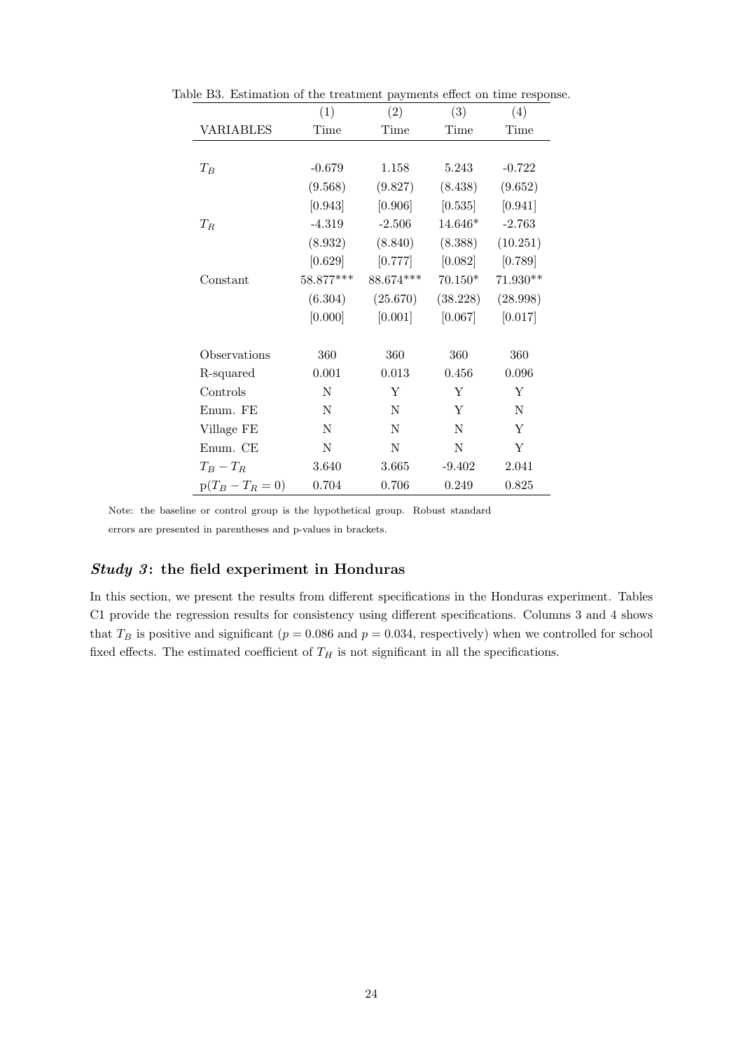Table B3. Estimation of the treatment payments effect on time response.

| | (1) | (2) | (3) | (4) |
|---|---|---|---|---|
| VARIABLES | Time | Time | Time | Time |
| | | | | |
| $T_B$ | -0.679 | 1.158 | 5.243 | -0.722 |
| | (9.568) | (9.827) | (8.438) | (9.652) |
| | [0.943] | [0.906] | [0.535] | [0.941] |
| $T_R$ | -4.319 | -2.506 | 14.646* | -2.763 |
| | (8.932) | (8.840) | (8.388) | (10.251) |
| | [0.629] | [0.777] | [0.082] | [0.789] |
| Constant | 58.877*** | 88.674*** | 70.150* | 71.930** |
| | (6.304) | (25.670) | (38.228) | (28.998) |
| | [0.000] | [0.001] | [0.067] | [0.017] |
| | | | | |
| Observations | 360 | 360 | 360 | 360 |
| R-squared | 0.001 | 0.013 | 0.456 | 0.096 |
| Controls | N | Y | Y | Y |
| Enum. FE | N | N | Y | N |
| Village FE | N | N | N | Y |
| Enum. CE | N | N | N | Y |
| $T_B - T_R$ | 3.640 | 3.665 | -9.402 | 2.041 |
| $\text{p}(T_B - T_R = 0)$ | 0.704 | 0.706 | 0.249 | 0.825 |

Note: the baseline or control group is the hypothetical group. Robust standard errors are presented in parentheses and p-values in brackets.

## *Study 3*: the field experiment in Honduras

In this section, we present the results from different specifications in the Honduras experiment. Tables C1 provide the regression results for consistency using different specifications. Columns 3 and 4 shows that $T_B$ is positive and significant ($p = 0.086$ and $p = 0.034$, respectively) when we controlled for school fixed effects. The estimated coefficient of $T_H$ is not significant in all the specifications.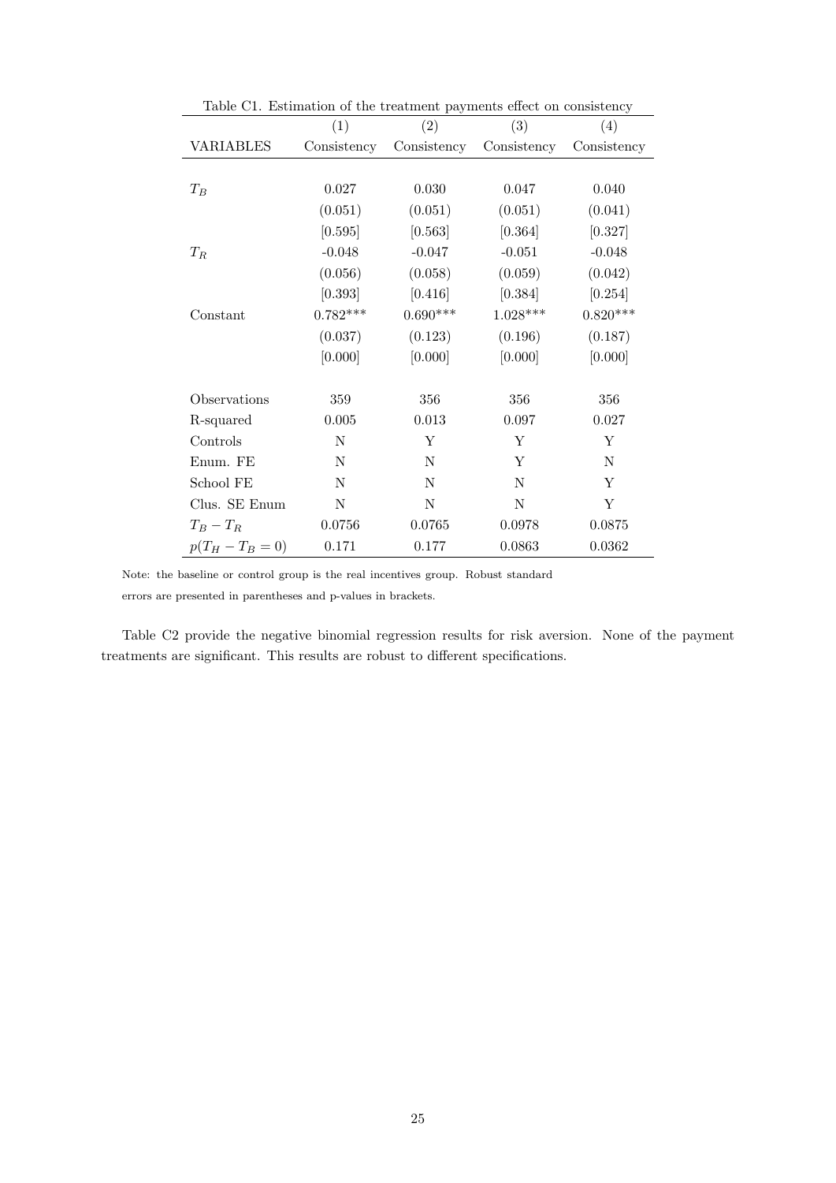Table C1. Estimation of the treatment payments effect on consistency

| | (1) | (2) | (3) | (4) |
|---|---|---|---|---|
| VARIABLES | Consistency | Consistency | Consistency | Consistency |
| | | | | |
| $T_B$ | 0.027 | 0.030 | 0.047 | 0.040 |
| | (0.051) | (0.051) | (0.051) | (0.041) |
| | [0.595] | [0.563] | [0.364] | [0.327] |
| $T_R$ | -0.048 | -0.047 | -0.051 | -0.048 |
| | (0.056) | (0.058) | (0.059) | (0.042) |
| | [0.393] | [0.416] | [0.384] | [0.254] |
| Constant | 0.782*** | 0.690*** | 1.028*** | 0.820*** |
| | (0.037) | (0.123) | (0.196) | (0.187) |
| | [0.000] | [0.000] | [0.000] | [0.000] |
| | | | | |
| Observations | 359 | 356 | 356 | 356 |
| R-squared | 0.005 | 0.013 | 0.097 | 0.027 |
| Controls | N | Y | Y | Y |
| Enum. FE | N | N | Y | N |
| School FE | N | N | N | Y |
| Clus. SE Enum | N | N | N | Y |
| $T_B - T_R$ | 0.0756 | 0.0765 | 0.0978 | 0.0875 |
| $p(T_H - T_B = 0)$ | 0.171 | 0.177 | 0.0863 | 0.0362 |

Note: the baseline or control group is the real incentives group. Robust standard errors are presented in parentheses and p-values in brackets.

Table C2 provide the negative binomial regression results for risk aversion. None of the payment treatments are significant. This results are robust to different specifications.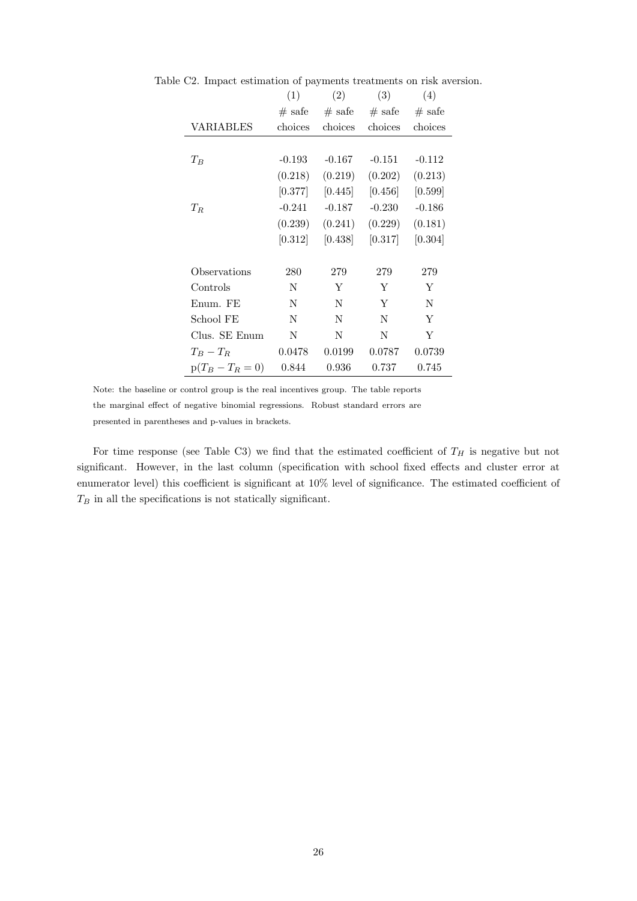Table C2. Impact estimation of payments treatments on risk aversion.

| VARIABLES | (1) # safe choices | (2) # safe choices | (3) # safe choices | (4) # safe choices |
|---|---|---|---|---|
| $T_B$ | -0.193 | -0.167 | -0.151 | -0.112 |
| | (0.218) | (0.219) | (0.202) | (0.213) |
| | [0.377] | [0.445] | [0.456] | [0.599] |
| $T_R$ | -0.241 | -0.187 | -0.230 | -0.186 |
| | (0.239) | (0.241) | (0.229) | (0.181) |
| | [0.312] | [0.438] | [0.317] | [0.304] |
| Observations | 280 | 279 | 279 | 279 |
| Controls | N | Y | Y | Y |
| Enum. FE | N | N | Y | N |
| School FE | N | N | N | Y |
| Clus. SE Enum | N | N | N | Y |
| $T_B - T_R$ | 0.0478 | 0.0199 | 0.0787 | 0.0739 |
| $p(T_B - T_R = 0)$ | 0.844 | 0.936 | 0.737 | 0.745 |

Note: the baseline or control group is the real incentives group. The table reports the marginal effect of negative binomial regressions. Robust standard errors are presented in parentheses and p-values in brackets.

For time response (see Table C3) we find that the estimated coefficient of $T_H$ is negative but not significant. However, in the last column (specification with school fixed effects and cluster error at enumerator level) this coefficient is significant at 10% level of significance. The estimated coefficient of $T_B$ in all the specifications is not statically significant.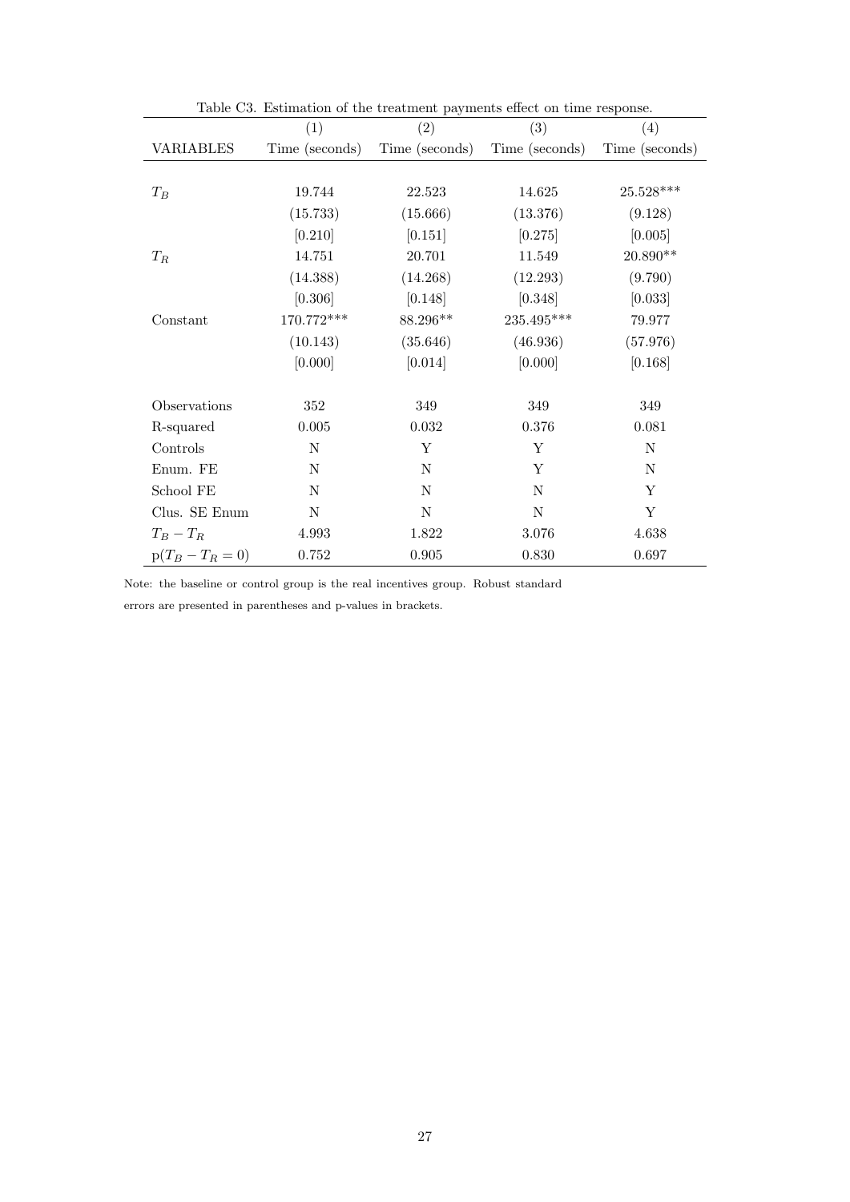Table C3. Estimation of the treatment payments effect on time response.

| VARIABLES | (1) Time (seconds) | (2) Time (seconds) | (3) Time (seconds) | (4) Time (seconds) |
|---|---|---|---|---|
| $T_B$ | 19.744 | 22.523 | 14.625 | 25.528*** |
| | (15.733) | (15.666) | (13.376) | (9.128) |
| | [0.210] | [0.151] | [0.275] | [0.005] |
| $T_R$ | 14.751 | 20.701 | 11.549 | 20.890** |
| | (14.388) | (14.268) | (12.293) | (9.790) |
| | [0.306] | [0.148] | [0.348] | [0.033] |
| Constant | 170.772*** | 88.296** | 235.495*** | 79.977 |
| | (10.143) | (35.646) | (46.936) | (57.976) |
| | [0.000] | [0.014] | [0.000] | [0.168] |
| Observations | 352 | 349 | 349 | 349 |
| R-squared | 0.005 | 0.032 | 0.376 | 0.081 |
| Controls | N | Y | Y | N |
| Enum. FE | N | N | Y | N |
| School FE | N | N | N | Y |
| Clus. SE Enum | N | N | N | Y |
| $T_B - T_R$ | 4.993 | 1.822 | 3.076 | 4.638 |
| $p(T_B - T_R = 0)$ | 0.752 | 0.905 | 0.830 | 0.697 |

Note: the baseline or control group is the real incentives group. Robust standard errors are presented in parentheses and p-values in brackets.